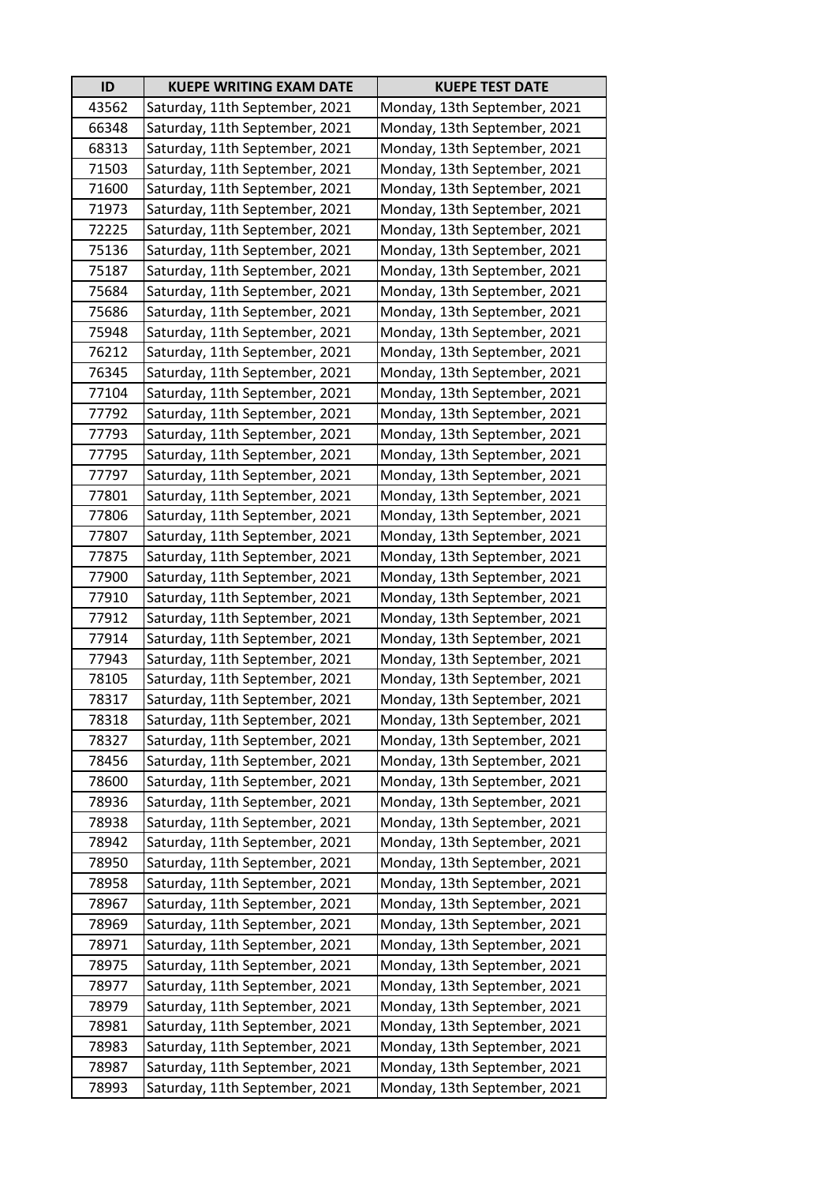| ID | KUEPE WRITING EXAM DATE | KUEPE TEST DATE |
|---|---|---|
| 43562 | Saturday, 11th September, 2021 | Monday, 13th September, 2021 |
| 66348 | Saturday, 11th September, 2021 | Monday, 13th September, 2021 |
| 68313 | Saturday, 11th September, 2021 | Monday, 13th September, 2021 |
| 71503 | Saturday, 11th September, 2021 | Monday, 13th September, 2021 |
| 71600 | Saturday, 11th September, 2021 | Monday, 13th September, 2021 |
| 71973 | Saturday, 11th September, 2021 | Monday, 13th September, 2021 |
| 72225 | Saturday, 11th September, 2021 | Monday, 13th September, 2021 |
| 75136 | Saturday, 11th September, 2021 | Monday, 13th September, 2021 |
| 75187 | Saturday, 11th September, 2021 | Monday, 13th September, 2021 |
| 75684 | Saturday, 11th September, 2021 | Monday, 13th September, 2021 |
| 75686 | Saturday, 11th September, 2021 | Monday, 13th September, 2021 |
| 75948 | Saturday, 11th September, 2021 | Monday, 13th September, 2021 |
| 76212 | Saturday, 11th September, 2021 | Monday, 13th September, 2021 |
| 76345 | Saturday, 11th September, 2021 | Monday, 13th September, 2021 |
| 77104 | Saturday, 11th September, 2021 | Monday, 13th September, 2021 |
| 77792 | Saturday, 11th September, 2021 | Monday, 13th September, 2021 |
| 77793 | Saturday, 11th September, 2021 | Monday, 13th September, 2021 |
| 77795 | Saturday, 11th September, 2021 | Monday, 13th September, 2021 |
| 77797 | Saturday, 11th September, 2021 | Monday, 13th September, 2021 |
| 77801 | Saturday, 11th September, 2021 | Monday, 13th September, 2021 |
| 77806 | Saturday, 11th September, 2021 | Monday, 13th September, 2021 |
| 77807 | Saturday, 11th September, 2021 | Monday, 13th September, 2021 |
| 77875 | Saturday, 11th September, 2021 | Monday, 13th September, 2021 |
| 77900 | Saturday, 11th September, 2021 | Monday, 13th September, 2021 |
| 77910 | Saturday, 11th September, 2021 | Monday, 13th September, 2021 |
| 77912 | Saturday, 11th September, 2021 | Monday, 13th September, 2021 |
| 77914 | Saturday, 11th September, 2021 | Monday, 13th September, 2021 |
| 77943 | Saturday, 11th September, 2021 | Monday, 13th September, 2021 |
| 78105 | Saturday, 11th September, 2021 | Monday, 13th September, 2021 |
| 78317 | Saturday, 11th September, 2021 | Monday, 13th September, 2021 |
| 78318 | Saturday, 11th September, 2021 | Monday, 13th September, 2021 |
| 78327 | Saturday, 11th September, 2021 | Monday, 13th September, 2021 |
| 78456 | Saturday, 11th September, 2021 | Monday, 13th September, 2021 |
| 78600 | Saturday, 11th September, 2021 | Monday, 13th September, 2021 |
| 78936 | Saturday, 11th September, 2021 | Monday, 13th September, 2021 |
| 78938 | Saturday, 11th September, 2021 | Monday, 13th September, 2021 |
| 78942 | Saturday, 11th September, 2021 | Monday, 13th September, 2021 |
| 78950 | Saturday, 11th September, 2021 | Monday, 13th September, 2021 |
| 78958 | Saturday, 11th September, 2021 | Monday, 13th September, 2021 |
| 78967 | Saturday, 11th September, 2021 | Monday, 13th September, 2021 |
| 78969 | Saturday, 11th September, 2021 | Monday, 13th September, 2021 |
| 78971 | Saturday, 11th September, 2021 | Monday, 13th September, 2021 |
| 78975 | Saturday, 11th September, 2021 | Monday, 13th September, 2021 |
| 78977 | Saturday, 11th September, 2021 | Monday, 13th September, 2021 |
| 78979 | Saturday, 11th September, 2021 | Monday, 13th September, 2021 |
| 78981 | Saturday, 11th September, 2021 | Monday, 13th September, 2021 |
| 78983 | Saturday, 11th September, 2021 | Monday, 13th September, 2021 |
| 78987 | Saturday, 11th September, 2021 | Monday, 13th September, 2021 |
| 78993 | Saturday, 11th September, 2021 | Monday, 13th September, 2021 |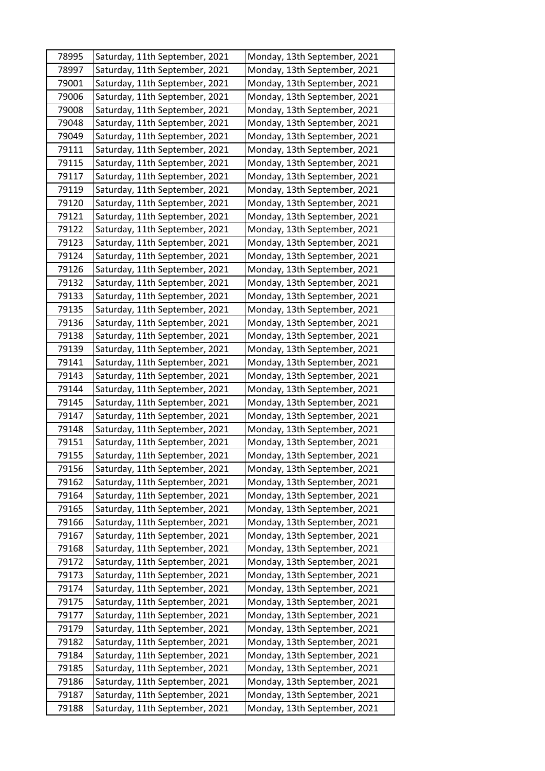| 78995 | Saturday, 11th September, 2021 | Monday, 13th September, 2021 |
|---|---|---|
| 78997 | Saturday, 11th September, 2021 | Monday, 13th September, 2021 |
| 79001 | Saturday, 11th September, 2021 | Monday, 13th September, 2021 |
| 79006 | Saturday, 11th September, 2021 | Monday, 13th September, 2021 |
| 79008 | Saturday, 11th September, 2021 | Monday, 13th September, 2021 |
| 79048 | Saturday, 11th September, 2021 | Monday, 13th September, 2021 |
| 79049 | Saturday, 11th September, 2021 | Monday, 13th September, 2021 |
| 79111 | Saturday, 11th September, 2021 | Monday, 13th September, 2021 |
| 79115 | Saturday, 11th September, 2021 | Monday, 13th September, 2021 |
| 79117 | Saturday, 11th September, 2021 | Monday, 13th September, 2021 |
| 79119 | Saturday, 11th September, 2021 | Monday, 13th September, 2021 |
| 79120 | Saturday, 11th September, 2021 | Monday, 13th September, 2021 |
| 79121 | Saturday, 11th September, 2021 | Monday, 13th September, 2021 |
| 79122 | Saturday, 11th September, 2021 | Monday, 13th September, 2021 |
| 79123 | Saturday, 11th September, 2021 | Monday, 13th September, 2021 |
| 79124 | Saturday, 11th September, 2021 | Monday, 13th September, 2021 |
| 79126 | Saturday, 11th September, 2021 | Monday, 13th September, 2021 |
| 79132 | Saturday, 11th September, 2021 | Monday, 13th September, 2021 |
| 79133 | Saturday, 11th September, 2021 | Monday, 13th September, 2021 |
| 79135 | Saturday, 11th September, 2021 | Monday, 13th September, 2021 |
| 79136 | Saturday, 11th September, 2021 | Monday, 13th September, 2021 |
| 79138 | Saturday, 11th September, 2021 | Monday, 13th September, 2021 |
| 79139 | Saturday, 11th September, 2021 | Monday, 13th September, 2021 |
| 79141 | Saturday, 11th September, 2021 | Monday, 13th September, 2021 |
| 79143 | Saturday, 11th September, 2021 | Monday, 13th September, 2021 |
| 79144 | Saturday, 11th September, 2021 | Monday, 13th September, 2021 |
| 79145 | Saturday, 11th September, 2021 | Monday, 13th September, 2021 |
| 79147 | Saturday, 11th September, 2021 | Monday, 13th September, 2021 |
| 79148 | Saturday, 11th September, 2021 | Monday, 13th September, 2021 |
| 79151 | Saturday, 11th September, 2021 | Monday, 13th September, 2021 |
| 79155 | Saturday, 11th September, 2021 | Monday, 13th September, 2021 |
| 79156 | Saturday, 11th September, 2021 | Monday, 13th September, 2021 |
| 79162 | Saturday, 11th September, 2021 | Monday, 13th September, 2021 |
| 79164 | Saturday, 11th September, 2021 | Monday, 13th September, 2021 |
| 79165 | Saturday, 11th September, 2021 | Monday, 13th September, 2021 |
| 79166 | Saturday, 11th September, 2021 | Monday, 13th September, 2021 |
| 79167 | Saturday, 11th September, 2021 | Monday, 13th September, 2021 |
| 79168 | Saturday, 11th September, 2021 | Monday, 13th September, 2021 |
| 79172 | Saturday, 11th September, 2021 | Monday, 13th September, 2021 |
| 79173 | Saturday, 11th September, 2021 | Monday, 13th September, 2021 |
| 79174 | Saturday, 11th September, 2021 | Monday, 13th September, 2021 |
| 79175 | Saturday, 11th September, 2021 | Monday, 13th September, 2021 |
| 79177 | Saturday, 11th September, 2021 | Monday, 13th September, 2021 |
| 79179 | Saturday, 11th September, 2021 | Monday, 13th September, 2021 |
| 79182 | Saturday, 11th September, 2021 | Monday, 13th September, 2021 |
| 79184 | Saturday, 11th September, 2021 | Monday, 13th September, 2021 |
| 79185 | Saturday, 11th September, 2021 | Monday, 13th September, 2021 |
| 79186 | Saturday, 11th September, 2021 | Monday, 13th September, 2021 |
| 79187 | Saturday, 11th September, 2021 | Monday, 13th September, 2021 |
| 79188 | Saturday, 11th September, 2021 | Monday, 13th September, 2021 |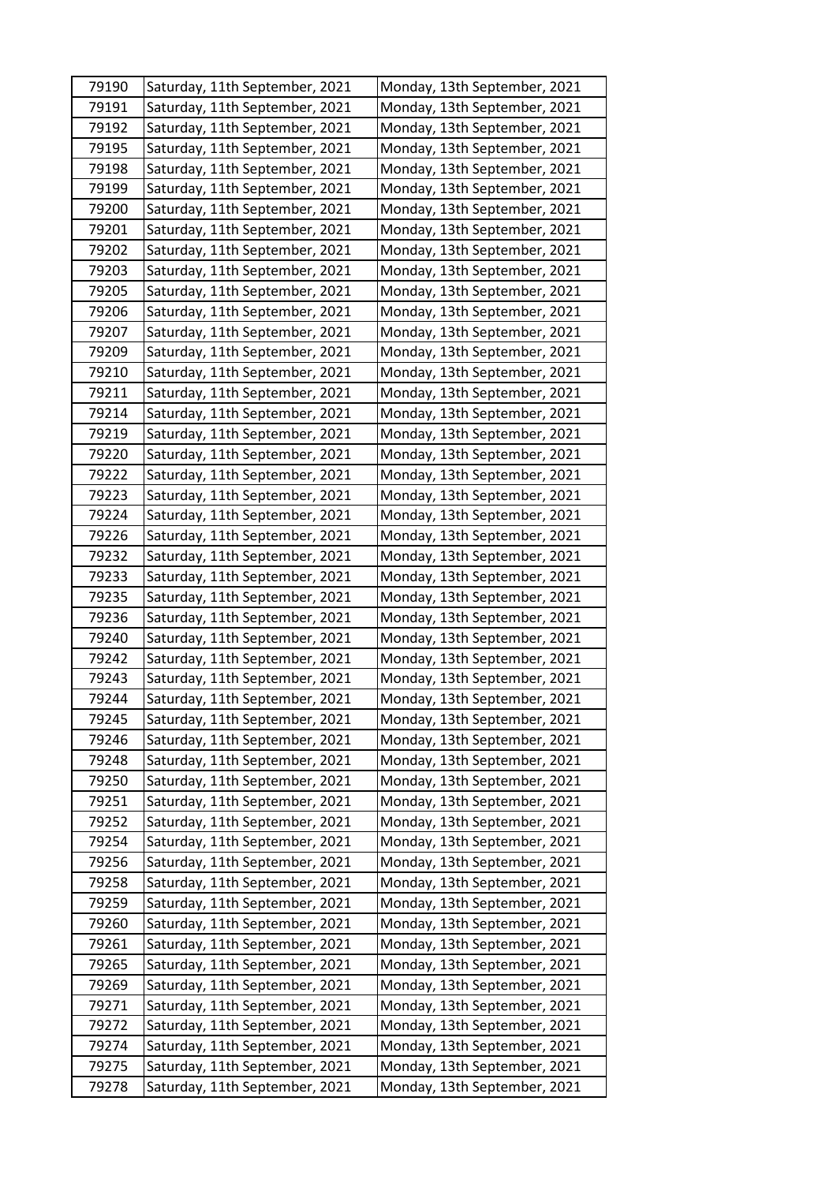| 79190 | Saturday, 11th September, 2021 | Monday, 13th September, 2021 |
|---|---|---|
| 79191 | Saturday, 11th September, 2021 | Monday, 13th September, 2021 |
| 79192 | Saturday, 11th September, 2021 | Monday, 13th September, 2021 |
| 79195 | Saturday, 11th September, 2021 | Monday, 13th September, 2021 |
| 79198 | Saturday, 11th September, 2021 | Monday, 13th September, 2021 |
| 79199 | Saturday, 11th September, 2021 | Monday, 13th September, 2021 |
| 79200 | Saturday, 11th September, 2021 | Monday, 13th September, 2021 |
| 79201 | Saturday, 11th September, 2021 | Monday, 13th September, 2021 |
| 79202 | Saturday, 11th September, 2021 | Monday, 13th September, 2021 |
| 79203 | Saturday, 11th September, 2021 | Monday, 13th September, 2021 |
| 79205 | Saturday, 11th September, 2021 | Monday, 13th September, 2021 |
| 79206 | Saturday, 11th September, 2021 | Monday, 13th September, 2021 |
| 79207 | Saturday, 11th September, 2021 | Monday, 13th September, 2021 |
| 79209 | Saturday, 11th September, 2021 | Monday, 13th September, 2021 |
| 79210 | Saturday, 11th September, 2021 | Monday, 13th September, 2021 |
| 79211 | Saturday, 11th September, 2021 | Monday, 13th September, 2021 |
| 79214 | Saturday, 11th September, 2021 | Monday, 13th September, 2021 |
| 79219 | Saturday, 11th September, 2021 | Monday, 13th September, 2021 |
| 79220 | Saturday, 11th September, 2021 | Monday, 13th September, 2021 |
| 79222 | Saturday, 11th September, 2021 | Monday, 13th September, 2021 |
| 79223 | Saturday, 11th September, 2021 | Monday, 13th September, 2021 |
| 79224 | Saturday, 11th September, 2021 | Monday, 13th September, 2021 |
| 79226 | Saturday, 11th September, 2021 | Monday, 13th September, 2021 |
| 79232 | Saturday, 11th September, 2021 | Monday, 13th September, 2021 |
| 79233 | Saturday, 11th September, 2021 | Monday, 13th September, 2021 |
| 79235 | Saturday, 11th September, 2021 | Monday, 13th September, 2021 |
| 79236 | Saturday, 11th September, 2021 | Monday, 13th September, 2021 |
| 79240 | Saturday, 11th September, 2021 | Monday, 13th September, 2021 |
| 79242 | Saturday, 11th September, 2021 | Monday, 13th September, 2021 |
| 79243 | Saturday, 11th September, 2021 | Monday, 13th September, 2021 |
| 79244 | Saturday, 11th September, 2021 | Monday, 13th September, 2021 |
| 79245 | Saturday, 11th September, 2021 | Monday, 13th September, 2021 |
| 79246 | Saturday, 11th September, 2021 | Monday, 13th September, 2021 |
| 79248 | Saturday, 11th September, 2021 | Monday, 13th September, 2021 |
| 79250 | Saturday, 11th September, 2021 | Monday, 13th September, 2021 |
| 79251 | Saturday, 11th September, 2021 | Monday, 13th September, 2021 |
| 79252 | Saturday, 11th September, 2021 | Monday, 13th September, 2021 |
| 79254 | Saturday, 11th September, 2021 | Monday, 13th September, 2021 |
| 79256 | Saturday, 11th September, 2021 | Monday, 13th September, 2021 |
| 79258 | Saturday, 11th September, 2021 | Monday, 13th September, 2021 |
| 79259 | Saturday, 11th September, 2021 | Monday, 13th September, 2021 |
| 79260 | Saturday, 11th September, 2021 | Monday, 13th September, 2021 |
| 79261 | Saturday, 11th September, 2021 | Monday, 13th September, 2021 |
| 79265 | Saturday, 11th September, 2021 | Monday, 13th September, 2021 |
| 79269 | Saturday, 11th September, 2021 | Monday, 13th September, 2021 |
| 79271 | Saturday, 11th September, 2021 | Monday, 13th September, 2021 |
| 79272 | Saturday, 11th September, 2021 | Monday, 13th September, 2021 |
| 79274 | Saturday, 11th September, 2021 | Monday, 13th September, 2021 |
| 79275 | Saturday, 11th September, 2021 | Monday, 13th September, 2021 |
| 79278 | Saturday, 11th September, 2021 | Monday, 13th September, 2021 |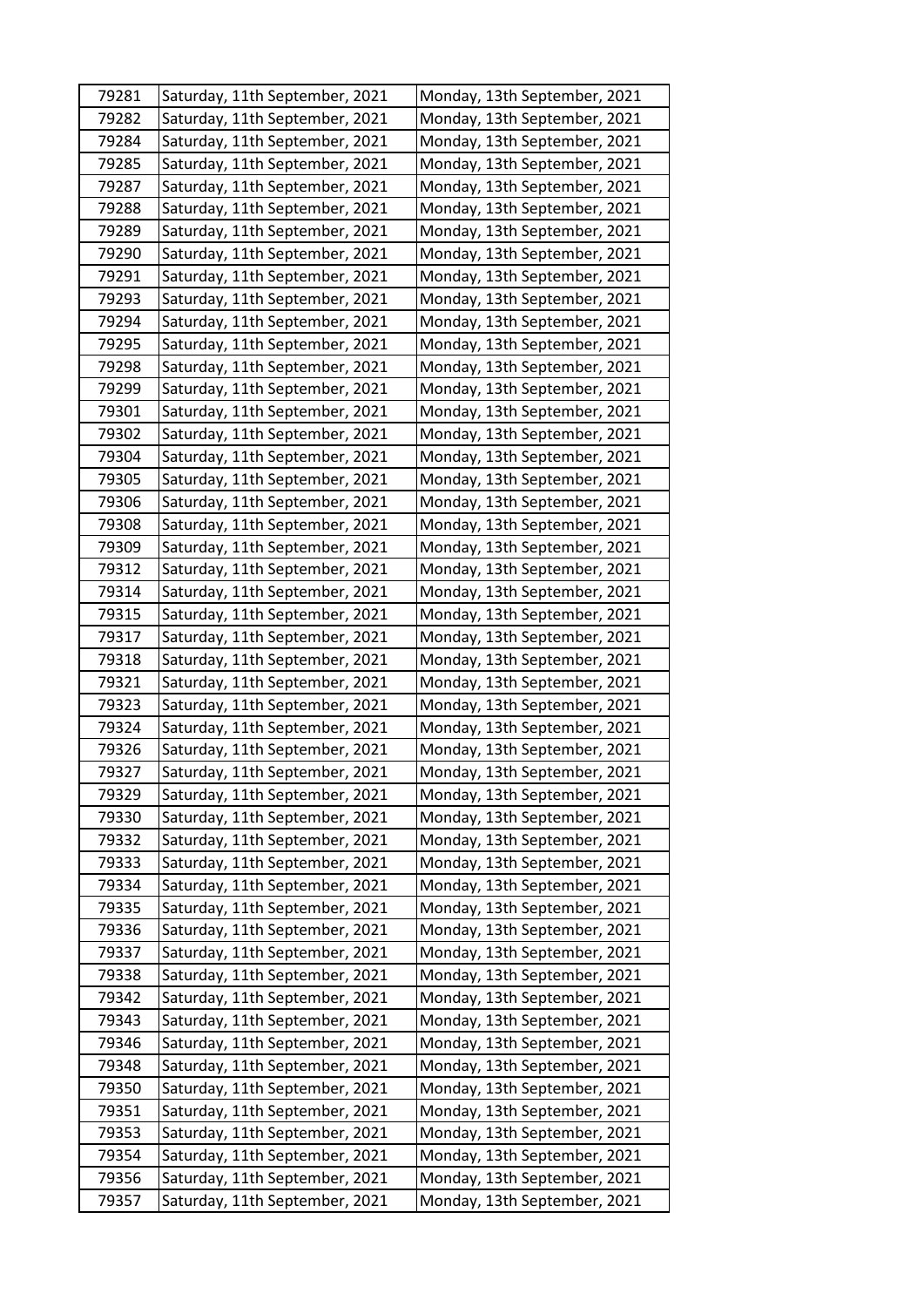| 79281 | Saturday, 11th September, 2021 | Monday, 13th September, 2021 |
|---|---|---|
| 79282 | Saturday, 11th September, 2021 | Monday, 13th September, 2021 |
| 79284 | Saturday, 11th September, 2021 | Monday, 13th September, 2021 |
| 79285 | Saturday, 11th September, 2021 | Monday, 13th September, 2021 |
| 79287 | Saturday, 11th September, 2021 | Monday, 13th September, 2021 |
| 79288 | Saturday, 11th September, 2021 | Monday, 13th September, 2021 |
| 79289 | Saturday, 11th September, 2021 | Monday, 13th September, 2021 |
| 79290 | Saturday, 11th September, 2021 | Monday, 13th September, 2021 |
| 79291 | Saturday, 11th September, 2021 | Monday, 13th September, 2021 |
| 79293 | Saturday, 11th September, 2021 | Monday, 13th September, 2021 |
| 79294 | Saturday, 11th September, 2021 | Monday, 13th September, 2021 |
| 79295 | Saturday, 11th September, 2021 | Monday, 13th September, 2021 |
| 79298 | Saturday, 11th September, 2021 | Monday, 13th September, 2021 |
| 79299 | Saturday, 11th September, 2021 | Monday, 13th September, 2021 |
| 79301 | Saturday, 11th September, 2021 | Monday, 13th September, 2021 |
| 79302 | Saturday, 11th September, 2021 | Monday, 13th September, 2021 |
| 79304 | Saturday, 11th September, 2021 | Monday, 13th September, 2021 |
| 79305 | Saturday, 11th September, 2021 | Monday, 13th September, 2021 |
| 79306 | Saturday, 11th September, 2021 | Monday, 13th September, 2021 |
| 79308 | Saturday, 11th September, 2021 | Monday, 13th September, 2021 |
| 79309 | Saturday, 11th September, 2021 | Monday, 13th September, 2021 |
| 79312 | Saturday, 11th September, 2021 | Monday, 13th September, 2021 |
| 79314 | Saturday, 11th September, 2021 | Monday, 13th September, 2021 |
| 79315 | Saturday, 11th September, 2021 | Monday, 13th September, 2021 |
| 79317 | Saturday, 11th September, 2021 | Monday, 13th September, 2021 |
| 79318 | Saturday, 11th September, 2021 | Monday, 13th September, 2021 |
| 79321 | Saturday, 11th September, 2021 | Monday, 13th September, 2021 |
| 79323 | Saturday, 11th September, 2021 | Monday, 13th September, 2021 |
| 79324 | Saturday, 11th September, 2021 | Monday, 13th September, 2021 |
| 79326 | Saturday, 11th September, 2021 | Monday, 13th September, 2021 |
| 79327 | Saturday, 11th September, 2021 | Monday, 13th September, 2021 |
| 79329 | Saturday, 11th September, 2021 | Monday, 13th September, 2021 |
| 79330 | Saturday, 11th September, 2021 | Monday, 13th September, 2021 |
| 79332 | Saturday, 11th September, 2021 | Monday, 13th September, 2021 |
| 79333 | Saturday, 11th September, 2021 | Monday, 13th September, 2021 |
| 79334 | Saturday, 11th September, 2021 | Monday, 13th September, 2021 |
| 79335 | Saturday, 11th September, 2021 | Monday, 13th September, 2021 |
| 79336 | Saturday, 11th September, 2021 | Monday, 13th September, 2021 |
| 79337 | Saturday, 11th September, 2021 | Monday, 13th September, 2021 |
| 79338 | Saturday, 11th September, 2021 | Monday, 13th September, 2021 |
| 79342 | Saturday, 11th September, 2021 | Monday, 13th September, 2021 |
| 79343 | Saturday, 11th September, 2021 | Monday, 13th September, 2021 |
| 79346 | Saturday, 11th September, 2021 | Monday, 13th September, 2021 |
| 79348 | Saturday, 11th September, 2021 | Monday, 13th September, 2021 |
| 79350 | Saturday, 11th September, 2021 | Monday, 13th September, 2021 |
| 79351 | Saturday, 11th September, 2021 | Monday, 13th September, 2021 |
| 79353 | Saturday, 11th September, 2021 | Monday, 13th September, 2021 |
| 79354 | Saturday, 11th September, 2021 | Monday, 13th September, 2021 |
| 79356 | Saturday, 11th September, 2021 | Monday, 13th September, 2021 |
| 79357 | Saturday, 11th September, 2021 | Monday, 13th September, 2021 |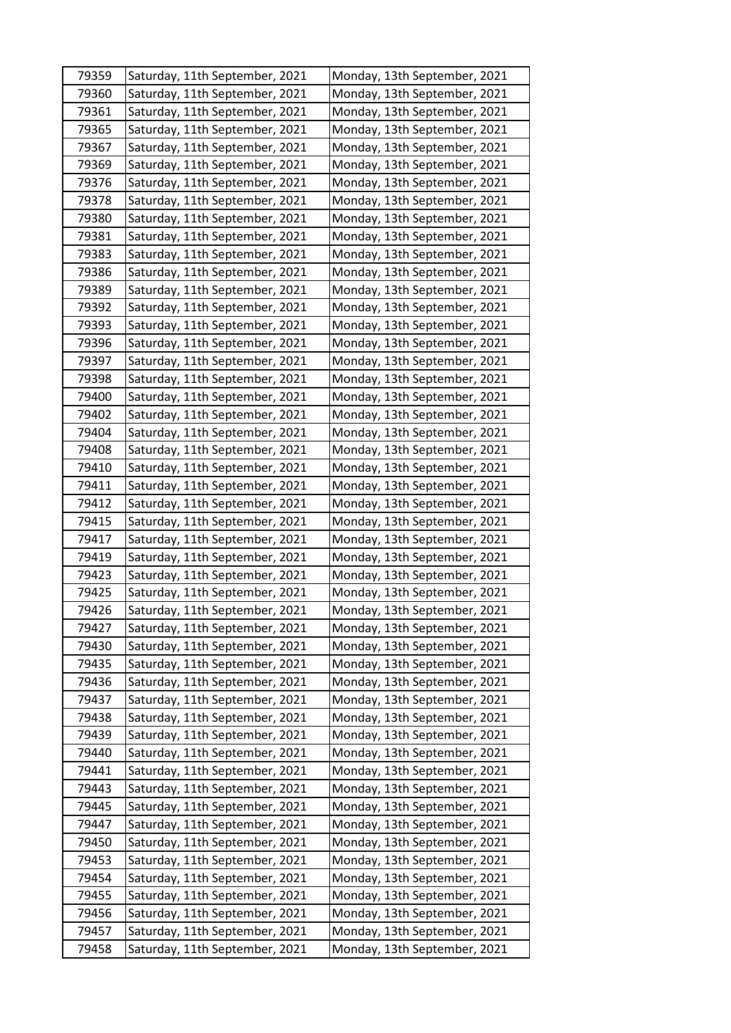| 79359 | Saturday, 11th September, 2021 | Monday, 13th September, 2021 |
|---|---|---|
| 79360 | Saturday, 11th September, 2021 | Monday, 13th September, 2021 |
| 79361 | Saturday, 11th September, 2021 | Monday, 13th September, 2021 |
| 79365 | Saturday, 11th September, 2021 | Monday, 13th September, 2021 |
| 79367 | Saturday, 11th September, 2021 | Monday, 13th September, 2021 |
| 79369 | Saturday, 11th September, 2021 | Monday, 13th September, 2021 |
| 79376 | Saturday, 11th September, 2021 | Monday, 13th September, 2021 |
| 79378 | Saturday, 11th September, 2021 | Monday, 13th September, 2021 |
| 79380 | Saturday, 11th September, 2021 | Monday, 13th September, 2021 |
| 79381 | Saturday, 11th September, 2021 | Monday, 13th September, 2021 |
| 79383 | Saturday, 11th September, 2021 | Monday, 13th September, 2021 |
| 79386 | Saturday, 11th September, 2021 | Monday, 13th September, 2021 |
| 79389 | Saturday, 11th September, 2021 | Monday, 13th September, 2021 |
| 79392 | Saturday, 11th September, 2021 | Monday, 13th September, 2021 |
| 79393 | Saturday, 11th September, 2021 | Monday, 13th September, 2021 |
| 79396 | Saturday, 11th September, 2021 | Monday, 13th September, 2021 |
| 79397 | Saturday, 11th September, 2021 | Monday, 13th September, 2021 |
| 79398 | Saturday, 11th September, 2021 | Monday, 13th September, 2021 |
| 79400 | Saturday, 11th September, 2021 | Monday, 13th September, 2021 |
| 79402 | Saturday, 11th September, 2021 | Monday, 13th September, 2021 |
| 79404 | Saturday, 11th September, 2021 | Monday, 13th September, 2021 |
| 79408 | Saturday, 11th September, 2021 | Monday, 13th September, 2021 |
| 79410 | Saturday, 11th September, 2021 | Monday, 13th September, 2021 |
| 79411 | Saturday, 11th September, 2021 | Monday, 13th September, 2021 |
| 79412 | Saturday, 11th September, 2021 | Monday, 13th September, 2021 |
| 79415 | Saturday, 11th September, 2021 | Monday, 13th September, 2021 |
| 79417 | Saturday, 11th September, 2021 | Monday, 13th September, 2021 |
| 79419 | Saturday, 11th September, 2021 | Monday, 13th September, 2021 |
| 79423 | Saturday, 11th September, 2021 | Monday, 13th September, 2021 |
| 79425 | Saturday, 11th September, 2021 | Monday, 13th September, 2021 |
| 79426 | Saturday, 11th September, 2021 | Monday, 13th September, 2021 |
| 79427 | Saturday, 11th September, 2021 | Monday, 13th September, 2021 |
| 79430 | Saturday, 11th September, 2021 | Monday, 13th September, 2021 |
| 79435 | Saturday, 11th September, 2021 | Monday, 13th September, 2021 |
| 79436 | Saturday, 11th September, 2021 | Monday, 13th September, 2021 |
| 79437 | Saturday, 11th September, 2021 | Monday, 13th September, 2021 |
| 79438 | Saturday, 11th September, 2021 | Monday, 13th September, 2021 |
| 79439 | Saturday, 11th September, 2021 | Monday, 13th September, 2021 |
| 79440 | Saturday, 11th September, 2021 | Monday, 13th September, 2021 |
| 79441 | Saturday, 11th September, 2021 | Monday, 13th September, 2021 |
| 79443 | Saturday, 11th September, 2021 | Monday, 13th September, 2021 |
| 79445 | Saturday, 11th September, 2021 | Monday, 13th September, 2021 |
| 79447 | Saturday, 11th September, 2021 | Monday, 13th September, 2021 |
| 79450 | Saturday, 11th September, 2021 | Monday, 13th September, 2021 |
| 79453 | Saturday, 11th September, 2021 | Monday, 13th September, 2021 |
| 79454 | Saturday, 11th September, 2021 | Monday, 13th September, 2021 |
| 79455 | Saturday, 11th September, 2021 | Monday, 13th September, 2021 |
| 79456 | Saturday, 11th September, 2021 | Monday, 13th September, 2021 |
| 79457 | Saturday, 11th September, 2021 | Monday, 13th September, 2021 |
| 79458 | Saturday, 11th September, 2021 | Monday, 13th September, 2021 |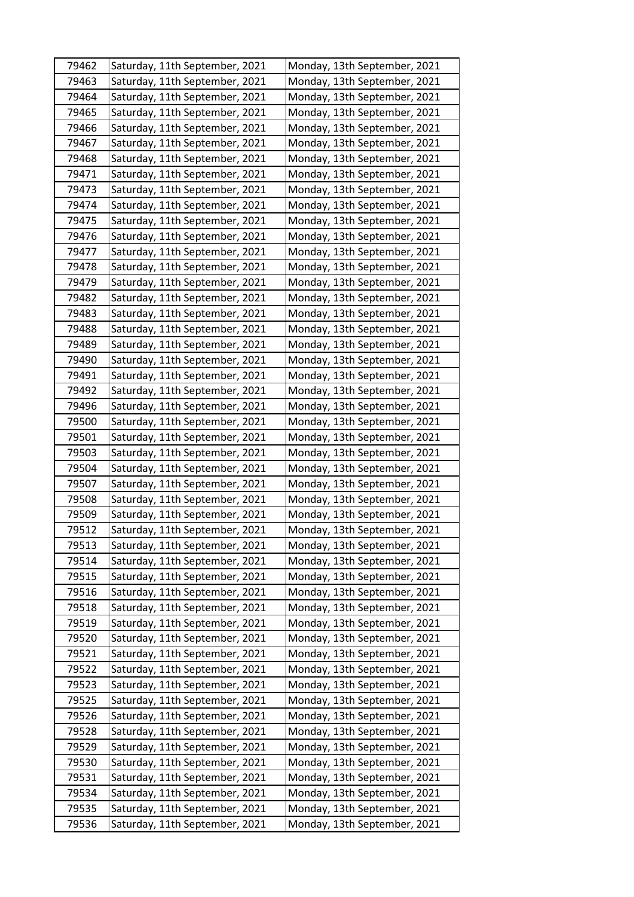| | | |
|---|---|---|
| 79462 | Saturday, 11th September, 2021 | Monday, 13th September, 2021 |
| 79463 | Saturday, 11th September, 2021 | Monday, 13th September, 2021 |
| 79464 | Saturday, 11th September, 2021 | Monday, 13th September, 2021 |
| 79465 | Saturday, 11th September, 2021 | Monday, 13th September, 2021 |
| 79466 | Saturday, 11th September, 2021 | Monday, 13th September, 2021 |
| 79467 | Saturday, 11th September, 2021 | Monday, 13th September, 2021 |
| 79468 | Saturday, 11th September, 2021 | Monday, 13th September, 2021 |
| 79471 | Saturday, 11th September, 2021 | Monday, 13th September, 2021 |
| 79473 | Saturday, 11th September, 2021 | Monday, 13th September, 2021 |
| 79474 | Saturday, 11th September, 2021 | Monday, 13th September, 2021 |
| 79475 | Saturday, 11th September, 2021 | Monday, 13th September, 2021 |
| 79476 | Saturday, 11th September, 2021 | Monday, 13th September, 2021 |
| 79477 | Saturday, 11th September, 2021 | Monday, 13th September, 2021 |
| 79478 | Saturday, 11th September, 2021 | Monday, 13th September, 2021 |
| 79479 | Saturday, 11th September, 2021 | Monday, 13th September, 2021 |
| 79482 | Saturday, 11th September, 2021 | Monday, 13th September, 2021 |
| 79483 | Saturday, 11th September, 2021 | Monday, 13th September, 2021 |
| 79488 | Saturday, 11th September, 2021 | Monday, 13th September, 2021 |
| 79489 | Saturday, 11th September, 2021 | Monday, 13th September, 2021 |
| 79490 | Saturday, 11th September, 2021 | Monday, 13th September, 2021 |
| 79491 | Saturday, 11th September, 2021 | Monday, 13th September, 2021 |
| 79492 | Saturday, 11th September, 2021 | Monday, 13th September, 2021 |
| 79496 | Saturday, 11th September, 2021 | Monday, 13th September, 2021 |
| 79500 | Saturday, 11th September, 2021 | Monday, 13th September, 2021 |
| 79501 | Saturday, 11th September, 2021 | Monday, 13th September, 2021 |
| 79503 | Saturday, 11th September, 2021 | Monday, 13th September, 2021 |
| 79504 | Saturday, 11th September, 2021 | Monday, 13th September, 2021 |
| 79507 | Saturday, 11th September, 2021 | Monday, 13th September, 2021 |
| 79508 | Saturday, 11th September, 2021 | Monday, 13th September, 2021 |
| 79509 | Saturday, 11th September, 2021 | Monday, 13th September, 2021 |
| 79512 | Saturday, 11th September, 2021 | Monday, 13th September, 2021 |
| 79513 | Saturday, 11th September, 2021 | Monday, 13th September, 2021 |
| 79514 | Saturday, 11th September, 2021 | Monday, 13th September, 2021 |
| 79515 | Saturday, 11th September, 2021 | Monday, 13th September, 2021 |
| 79516 | Saturday, 11th September, 2021 | Monday, 13th September, 2021 |
| 79518 | Saturday, 11th September, 2021 | Monday, 13th September, 2021 |
| 79519 | Saturday, 11th September, 2021 | Monday, 13th September, 2021 |
| 79520 | Saturday, 11th September, 2021 | Monday, 13th September, 2021 |
| 79521 | Saturday, 11th September, 2021 | Monday, 13th September, 2021 |
| 79522 | Saturday, 11th September, 2021 | Monday, 13th September, 2021 |
| 79523 | Saturday, 11th September, 2021 | Monday, 13th September, 2021 |
| 79525 | Saturday, 11th September, 2021 | Monday, 13th September, 2021 |
| 79526 | Saturday, 11th September, 2021 | Monday, 13th September, 2021 |
| 79528 | Saturday, 11th September, 2021 | Monday, 13th September, 2021 |
| 79529 | Saturday, 11th September, 2021 | Monday, 13th September, 2021 |
| 79530 | Saturday, 11th September, 2021 | Monday, 13th September, 2021 |
| 79531 | Saturday, 11th September, 2021 | Monday, 13th September, 2021 |
| 79534 | Saturday, 11th September, 2021 | Monday, 13th September, 2021 |
| 79535 | Saturday, 11th September, 2021 | Monday, 13th September, 2021 |
| 79536 | Saturday, 11th September, 2021 | Monday, 13th September, 2021 |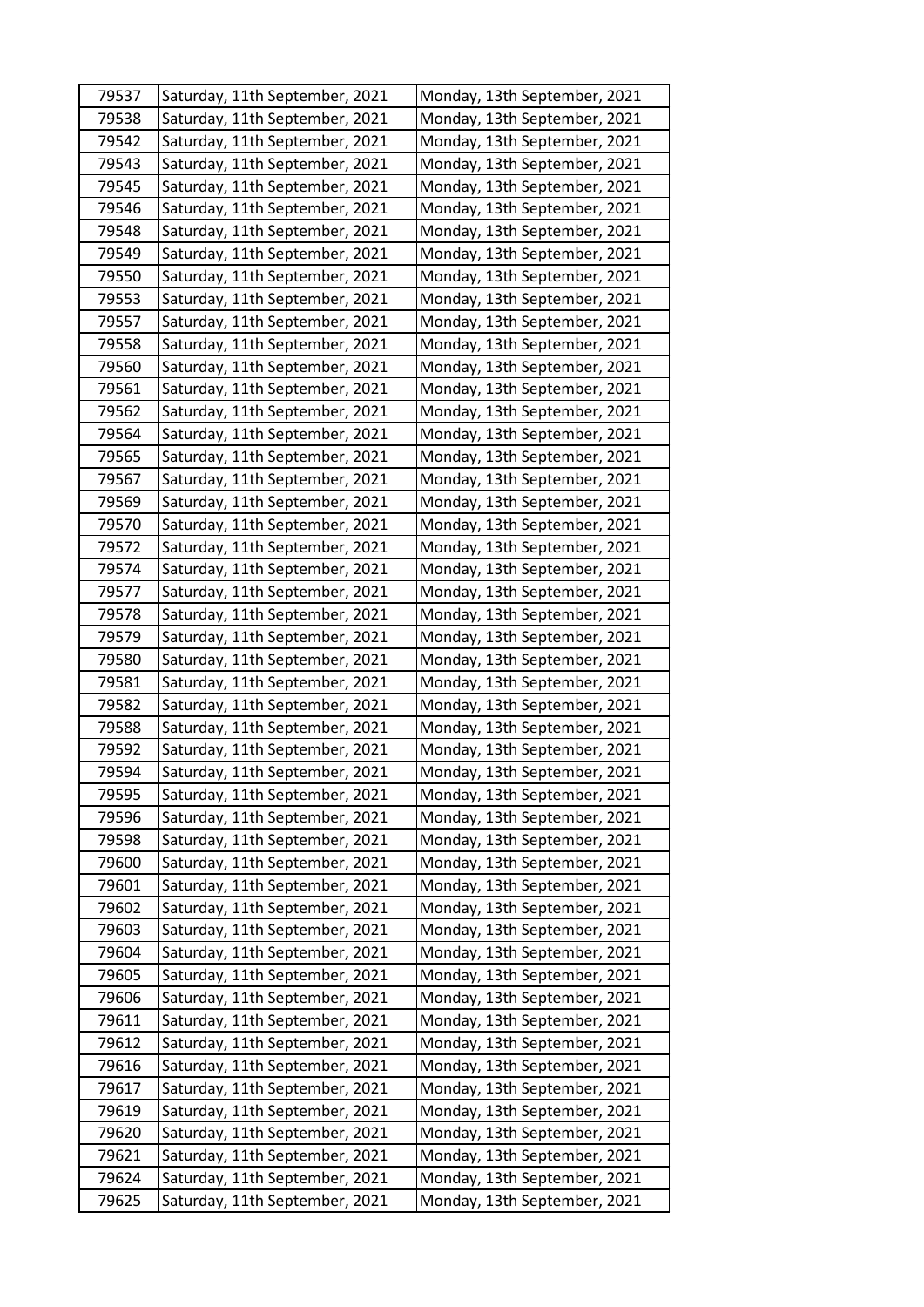| 79537 | Saturday, 11th September, 2021 | Monday, 13th September, 2021 |
|---|---|---|
| 79538 | Saturday, 11th September, 2021 | Monday, 13th September, 2021 |
| 79542 | Saturday, 11th September, 2021 | Monday, 13th September, 2021 |
| 79543 | Saturday, 11th September, 2021 | Monday, 13th September, 2021 |
| 79545 | Saturday, 11th September, 2021 | Monday, 13th September, 2021 |
| 79546 | Saturday, 11th September, 2021 | Monday, 13th September, 2021 |
| 79548 | Saturday, 11th September, 2021 | Monday, 13th September, 2021 |
| 79549 | Saturday, 11th September, 2021 | Monday, 13th September, 2021 |
| 79550 | Saturday, 11th September, 2021 | Monday, 13th September, 2021 |
| 79553 | Saturday, 11th September, 2021 | Monday, 13th September, 2021 |
| 79557 | Saturday, 11th September, 2021 | Monday, 13th September, 2021 |
| 79558 | Saturday, 11th September, 2021 | Monday, 13th September, 2021 |
| 79560 | Saturday, 11th September, 2021 | Monday, 13th September, 2021 |
| 79561 | Saturday, 11th September, 2021 | Monday, 13th September, 2021 |
| 79562 | Saturday, 11th September, 2021 | Monday, 13th September, 2021 |
| 79564 | Saturday, 11th September, 2021 | Monday, 13th September, 2021 |
| 79565 | Saturday, 11th September, 2021 | Monday, 13th September, 2021 |
| 79567 | Saturday, 11th September, 2021 | Monday, 13th September, 2021 |
| 79569 | Saturday, 11th September, 2021 | Monday, 13th September, 2021 |
| 79570 | Saturday, 11th September, 2021 | Monday, 13th September, 2021 |
| 79572 | Saturday, 11th September, 2021 | Monday, 13th September, 2021 |
| 79574 | Saturday, 11th September, 2021 | Monday, 13th September, 2021 |
| 79577 | Saturday, 11th September, 2021 | Monday, 13th September, 2021 |
| 79578 | Saturday, 11th September, 2021 | Monday, 13th September, 2021 |
| 79579 | Saturday, 11th September, 2021 | Monday, 13th September, 2021 |
| 79580 | Saturday, 11th September, 2021 | Monday, 13th September, 2021 |
| 79581 | Saturday, 11th September, 2021 | Monday, 13th September, 2021 |
| 79582 | Saturday, 11th September, 2021 | Monday, 13th September, 2021 |
| 79588 | Saturday, 11th September, 2021 | Monday, 13th September, 2021 |
| 79592 | Saturday, 11th September, 2021 | Monday, 13th September, 2021 |
| 79594 | Saturday, 11th September, 2021 | Monday, 13th September, 2021 |
| 79595 | Saturday, 11th September, 2021 | Monday, 13th September, 2021 |
| 79596 | Saturday, 11th September, 2021 | Monday, 13th September, 2021 |
| 79598 | Saturday, 11th September, 2021 | Monday, 13th September, 2021 |
| 79600 | Saturday, 11th September, 2021 | Monday, 13th September, 2021 |
| 79601 | Saturday, 11th September, 2021 | Monday, 13th September, 2021 |
| 79602 | Saturday, 11th September, 2021 | Monday, 13th September, 2021 |
| 79603 | Saturday, 11th September, 2021 | Monday, 13th September, 2021 |
| 79604 | Saturday, 11th September, 2021 | Monday, 13th September, 2021 |
| 79605 | Saturday, 11th September, 2021 | Monday, 13th September, 2021 |
| 79606 | Saturday, 11th September, 2021 | Monday, 13th September, 2021 |
| 79611 | Saturday, 11th September, 2021 | Monday, 13th September, 2021 |
| 79612 | Saturday, 11th September, 2021 | Monday, 13th September, 2021 |
| 79616 | Saturday, 11th September, 2021 | Monday, 13th September, 2021 |
| 79617 | Saturday, 11th September, 2021 | Monday, 13th September, 2021 |
| 79619 | Saturday, 11th September, 2021 | Monday, 13th September, 2021 |
| 79620 | Saturday, 11th September, 2021 | Monday, 13th September, 2021 |
| 79621 | Saturday, 11th September, 2021 | Monday, 13th September, 2021 |
| 79624 | Saturday, 11th September, 2021 | Monday, 13th September, 2021 |
| 79625 | Saturday, 11th September, 2021 | Monday, 13th September, 2021 |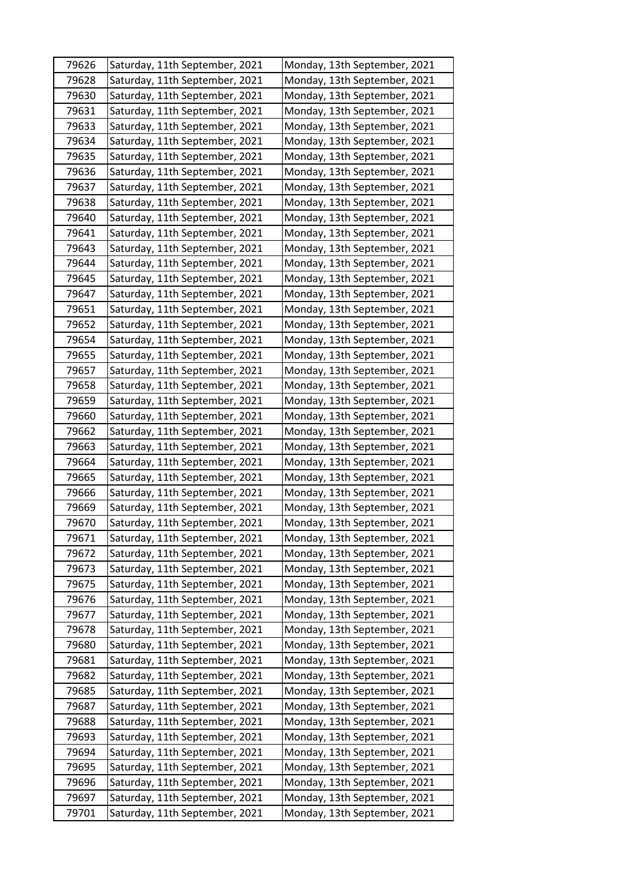| 79626 | Saturday, 11th September, 2021 | Monday, 13th September, 2021 |
|---|---|---|
| 79628 | Saturday, 11th September, 2021 | Monday, 13th September, 2021 |
| 79630 | Saturday, 11th September, 2021 | Monday, 13th September, 2021 |
| 79631 | Saturday, 11th September, 2021 | Monday, 13th September, 2021 |
| 79633 | Saturday, 11th September, 2021 | Monday, 13th September, 2021 |
| 79634 | Saturday, 11th September, 2021 | Monday, 13th September, 2021 |
| 79635 | Saturday, 11th September, 2021 | Monday, 13th September, 2021 |
| 79636 | Saturday, 11th September, 2021 | Monday, 13th September, 2021 |
| 79637 | Saturday, 11th September, 2021 | Monday, 13th September, 2021 |
| 79638 | Saturday, 11th September, 2021 | Monday, 13th September, 2021 |
| 79640 | Saturday, 11th September, 2021 | Monday, 13th September, 2021 |
| 79641 | Saturday, 11th September, 2021 | Monday, 13th September, 2021 |
| 79643 | Saturday, 11th September, 2021 | Monday, 13th September, 2021 |
| 79644 | Saturday, 11th September, 2021 | Monday, 13th September, 2021 |
| 79645 | Saturday, 11th September, 2021 | Monday, 13th September, 2021 |
| 79647 | Saturday, 11th September, 2021 | Monday, 13th September, 2021 |
| 79651 | Saturday, 11th September, 2021 | Monday, 13th September, 2021 |
| 79652 | Saturday, 11th September, 2021 | Monday, 13th September, 2021 |
| 79654 | Saturday, 11th September, 2021 | Monday, 13th September, 2021 |
| 79655 | Saturday, 11th September, 2021 | Monday, 13th September, 2021 |
| 79657 | Saturday, 11th September, 2021 | Monday, 13th September, 2021 |
| 79658 | Saturday, 11th September, 2021 | Monday, 13th September, 2021 |
| 79659 | Saturday, 11th September, 2021 | Monday, 13th September, 2021 |
| 79660 | Saturday, 11th September, 2021 | Monday, 13th September, 2021 |
| 79662 | Saturday, 11th September, 2021 | Monday, 13th September, 2021 |
| 79663 | Saturday, 11th September, 2021 | Monday, 13th September, 2021 |
| 79664 | Saturday, 11th September, 2021 | Monday, 13th September, 2021 |
| 79665 | Saturday, 11th September, 2021 | Monday, 13th September, 2021 |
| 79666 | Saturday, 11th September, 2021 | Monday, 13th September, 2021 |
| 79669 | Saturday, 11th September, 2021 | Monday, 13th September, 2021 |
| 79670 | Saturday, 11th September, 2021 | Monday, 13th September, 2021 |
| 79671 | Saturday, 11th September, 2021 | Monday, 13th September, 2021 |
| 79672 | Saturday, 11th September, 2021 | Monday, 13th September, 2021 |
| 79673 | Saturday, 11th September, 2021 | Monday, 13th September, 2021 |
| 79675 | Saturday, 11th September, 2021 | Monday, 13th September, 2021 |
| 79676 | Saturday, 11th September, 2021 | Monday, 13th September, 2021 |
| 79677 | Saturday, 11th September, 2021 | Monday, 13th September, 2021 |
| 79678 | Saturday, 11th September, 2021 | Monday, 13th September, 2021 |
| 79680 | Saturday, 11th September, 2021 | Monday, 13th September, 2021 |
| 79681 | Saturday, 11th September, 2021 | Monday, 13th September, 2021 |
| 79682 | Saturday, 11th September, 2021 | Monday, 13th September, 2021 |
| 79685 | Saturday, 11th September, 2021 | Monday, 13th September, 2021 |
| 79687 | Saturday, 11th September, 2021 | Monday, 13th September, 2021 |
| 79688 | Saturday, 11th September, 2021 | Monday, 13th September, 2021 |
| 79693 | Saturday, 11th September, 2021 | Monday, 13th September, 2021 |
| 79694 | Saturday, 11th September, 2021 | Monday, 13th September, 2021 |
| 79695 | Saturday, 11th September, 2021 | Monday, 13th September, 2021 |
| 79696 | Saturday, 11th September, 2021 | Monday, 13th September, 2021 |
| 79697 | Saturday, 11th September, 2021 | Monday, 13th September, 2021 |
| 79701 | Saturday, 11th September, 2021 | Monday, 13th September, 2021 |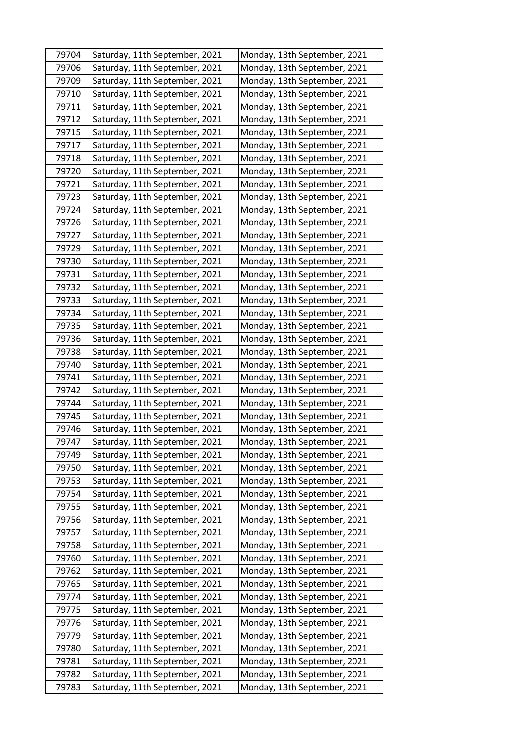| 79704 | Saturday, 11th September, 2021 | Monday, 13th September, 2021 |
|---|---|---|
| 79706 | Saturday, 11th September, 2021 | Monday, 13th September, 2021 |
| 79709 | Saturday, 11th September, 2021 | Monday, 13th September, 2021 |
| 79710 | Saturday, 11th September, 2021 | Monday, 13th September, 2021 |
| 79711 | Saturday, 11th September, 2021 | Monday, 13th September, 2021 |
| 79712 | Saturday, 11th September, 2021 | Monday, 13th September, 2021 |
| 79715 | Saturday, 11th September, 2021 | Monday, 13th September, 2021 |
| 79717 | Saturday, 11th September, 2021 | Monday, 13th September, 2021 |
| 79718 | Saturday, 11th September, 2021 | Monday, 13th September, 2021 |
| 79720 | Saturday, 11th September, 2021 | Monday, 13th September, 2021 |
| 79721 | Saturday, 11th September, 2021 | Monday, 13th September, 2021 |
| 79723 | Saturday, 11th September, 2021 | Monday, 13th September, 2021 |
| 79724 | Saturday, 11th September, 2021 | Monday, 13th September, 2021 |
| 79726 | Saturday, 11th September, 2021 | Monday, 13th September, 2021 |
| 79727 | Saturday, 11th September, 2021 | Monday, 13th September, 2021 |
| 79729 | Saturday, 11th September, 2021 | Monday, 13th September, 2021 |
| 79730 | Saturday, 11th September, 2021 | Monday, 13th September, 2021 |
| 79731 | Saturday, 11th September, 2021 | Monday, 13th September, 2021 |
| 79732 | Saturday, 11th September, 2021 | Monday, 13th September, 2021 |
| 79733 | Saturday, 11th September, 2021 | Monday, 13th September, 2021 |
| 79734 | Saturday, 11th September, 2021 | Monday, 13th September, 2021 |
| 79735 | Saturday, 11th September, 2021 | Monday, 13th September, 2021 |
| 79736 | Saturday, 11th September, 2021 | Monday, 13th September, 2021 |
| 79738 | Saturday, 11th September, 2021 | Monday, 13th September, 2021 |
| 79740 | Saturday, 11th September, 2021 | Monday, 13th September, 2021 |
| 79741 | Saturday, 11th September, 2021 | Monday, 13th September, 2021 |
| 79742 | Saturday, 11th September, 2021 | Monday, 13th September, 2021 |
| 79744 | Saturday, 11th September, 2021 | Monday, 13th September, 2021 |
| 79745 | Saturday, 11th September, 2021 | Monday, 13th September, 2021 |
| 79746 | Saturday, 11th September, 2021 | Monday, 13th September, 2021 |
| 79747 | Saturday, 11th September, 2021 | Monday, 13th September, 2021 |
| 79749 | Saturday, 11th September, 2021 | Monday, 13th September, 2021 |
| 79750 | Saturday, 11th September, 2021 | Monday, 13th September, 2021 |
| 79753 | Saturday, 11th September, 2021 | Monday, 13th September, 2021 |
| 79754 | Saturday, 11th September, 2021 | Monday, 13th September, 2021 |
| 79755 | Saturday, 11th September, 2021 | Monday, 13th September, 2021 |
| 79756 | Saturday, 11th September, 2021 | Monday, 13th September, 2021 |
| 79757 | Saturday, 11th September, 2021 | Monday, 13th September, 2021 |
| 79758 | Saturday, 11th September, 2021 | Monday, 13th September, 2021 |
| 79760 | Saturday, 11th September, 2021 | Monday, 13th September, 2021 |
| 79762 | Saturday, 11th September, 2021 | Monday, 13th September, 2021 |
| 79765 | Saturday, 11th September, 2021 | Monday, 13th September, 2021 |
| 79774 | Saturday, 11th September, 2021 | Monday, 13th September, 2021 |
| 79775 | Saturday, 11th September, 2021 | Monday, 13th September, 2021 |
| 79776 | Saturday, 11th September, 2021 | Monday, 13th September, 2021 |
| 79779 | Saturday, 11th September, 2021 | Monday, 13th September, 2021 |
| 79780 | Saturday, 11th September, 2021 | Monday, 13th September, 2021 |
| 79781 | Saturday, 11th September, 2021 | Monday, 13th September, 2021 |
| 79782 | Saturday, 11th September, 2021 | Monday, 13th September, 2021 |
| 79783 | Saturday, 11th September, 2021 | Monday, 13th September, 2021 |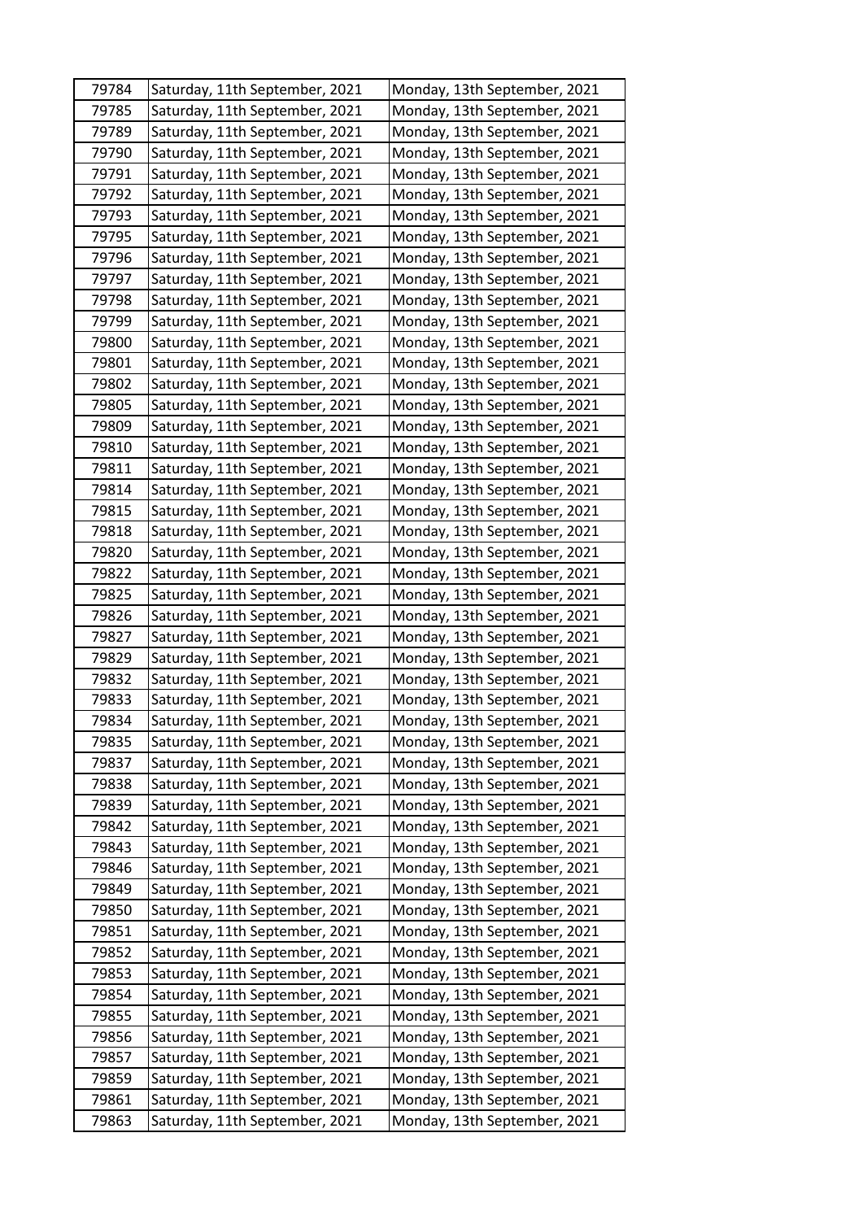| | | |
|---|---|---|
| 79784 | Saturday, 11th September, 2021 | Monday, 13th September, 2021 |
| 79785 | Saturday, 11th September, 2021 | Monday, 13th September, 2021 |
| 79789 | Saturday, 11th September, 2021 | Monday, 13th September, 2021 |
| 79790 | Saturday, 11th September, 2021 | Monday, 13th September, 2021 |
| 79791 | Saturday, 11th September, 2021 | Monday, 13th September, 2021 |
| 79792 | Saturday, 11th September, 2021 | Monday, 13th September, 2021 |
| 79793 | Saturday, 11th September, 2021 | Monday, 13th September, 2021 |
| 79795 | Saturday, 11th September, 2021 | Monday, 13th September, 2021 |
| 79796 | Saturday, 11th September, 2021 | Monday, 13th September, 2021 |
| 79797 | Saturday, 11th September, 2021 | Monday, 13th September, 2021 |
| 79798 | Saturday, 11th September, 2021 | Monday, 13th September, 2021 |
| 79799 | Saturday, 11th September, 2021 | Monday, 13th September, 2021 |
| 79800 | Saturday, 11th September, 2021 | Monday, 13th September, 2021 |
| 79801 | Saturday, 11th September, 2021 | Monday, 13th September, 2021 |
| 79802 | Saturday, 11th September, 2021 | Monday, 13th September, 2021 |
| 79805 | Saturday, 11th September, 2021 | Monday, 13th September, 2021 |
| 79809 | Saturday, 11th September, 2021 | Monday, 13th September, 2021 |
| 79810 | Saturday, 11th September, 2021 | Monday, 13th September, 2021 |
| 79811 | Saturday, 11th September, 2021 | Monday, 13th September, 2021 |
| 79814 | Saturday, 11th September, 2021 | Monday, 13th September, 2021 |
| 79815 | Saturday, 11th September, 2021 | Monday, 13th September, 2021 |
| 79818 | Saturday, 11th September, 2021 | Monday, 13th September, 2021 |
| 79820 | Saturday, 11th September, 2021 | Monday, 13th September, 2021 |
| 79822 | Saturday, 11th September, 2021 | Monday, 13th September, 2021 |
| 79825 | Saturday, 11th September, 2021 | Monday, 13th September, 2021 |
| 79826 | Saturday, 11th September, 2021 | Monday, 13th September, 2021 |
| 79827 | Saturday, 11th September, 2021 | Monday, 13th September, 2021 |
| 79829 | Saturday, 11th September, 2021 | Monday, 13th September, 2021 |
| 79832 | Saturday, 11th September, 2021 | Monday, 13th September, 2021 |
| 79833 | Saturday, 11th September, 2021 | Monday, 13th September, 2021 |
| 79834 | Saturday, 11th September, 2021 | Monday, 13th September, 2021 |
| 79835 | Saturday, 11th September, 2021 | Monday, 13th September, 2021 |
| 79837 | Saturday, 11th September, 2021 | Monday, 13th September, 2021 |
| 79838 | Saturday, 11th September, 2021 | Monday, 13th September, 2021 |
| 79839 | Saturday, 11th September, 2021 | Monday, 13th September, 2021 |
| 79842 | Saturday, 11th September, 2021 | Monday, 13th September, 2021 |
| 79843 | Saturday, 11th September, 2021 | Monday, 13th September, 2021 |
| 79846 | Saturday, 11th September, 2021 | Monday, 13th September, 2021 |
| 79849 | Saturday, 11th September, 2021 | Monday, 13th September, 2021 |
| 79850 | Saturday, 11th September, 2021 | Monday, 13th September, 2021 |
| 79851 | Saturday, 11th September, 2021 | Monday, 13th September, 2021 |
| 79852 | Saturday, 11th September, 2021 | Monday, 13th September, 2021 |
| 79853 | Saturday, 11th September, 2021 | Monday, 13th September, 2021 |
| 79854 | Saturday, 11th September, 2021 | Monday, 13th September, 2021 |
| 79855 | Saturday, 11th September, 2021 | Monday, 13th September, 2021 |
| 79856 | Saturday, 11th September, 2021 | Monday, 13th September, 2021 |
| 79857 | Saturday, 11th September, 2021 | Monday, 13th September, 2021 |
| 79859 | Saturday, 11th September, 2021 | Monday, 13th September, 2021 |
| 79861 | Saturday, 11th September, 2021 | Monday, 13th September, 2021 |
| 79863 | Saturday, 11th September, 2021 | Monday, 13th September, 2021 |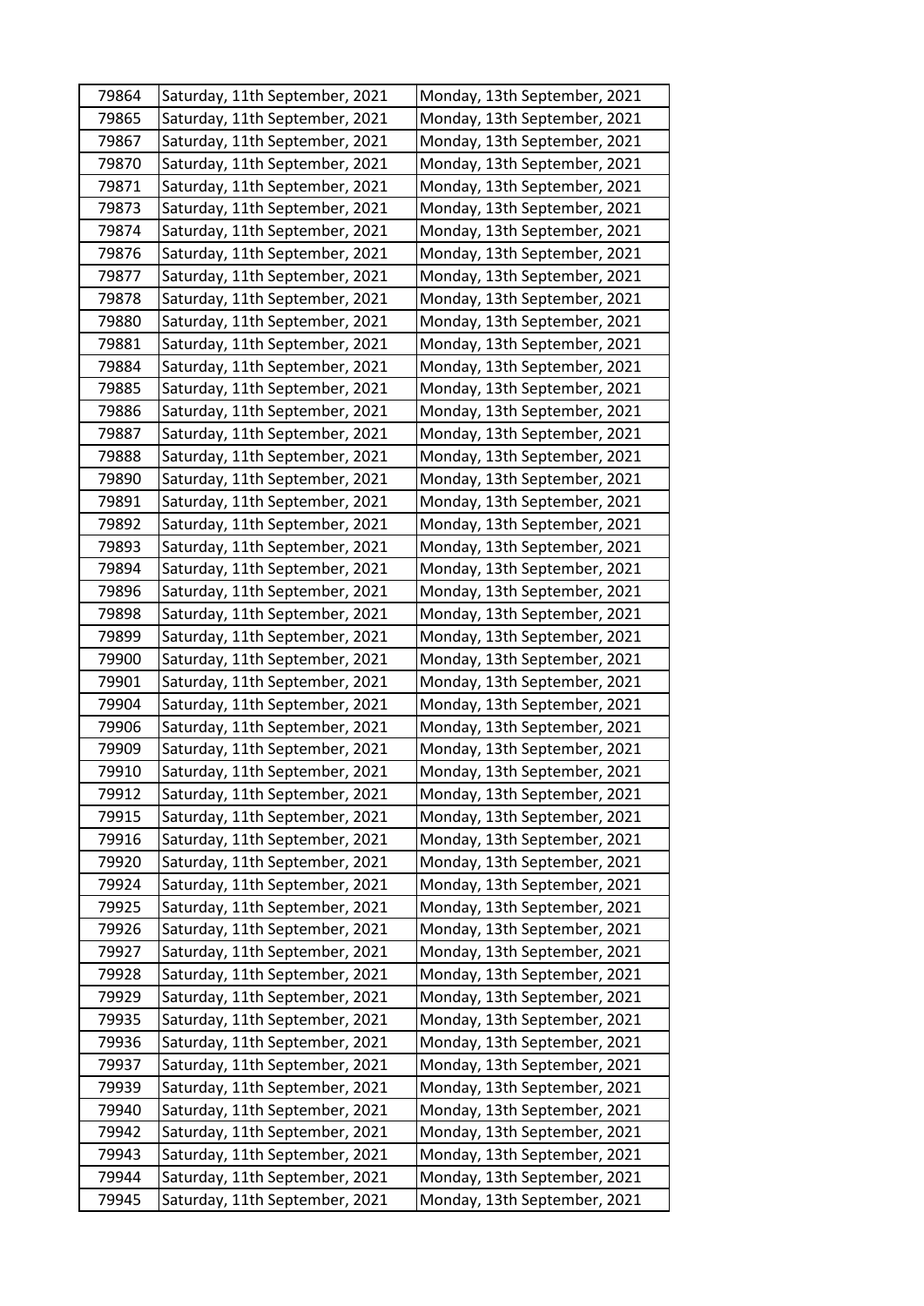| 79864 | Saturday, 11th September, 2021 | Monday, 13th September, 2021 |
|---|---|---|
| 79865 | Saturday, 11th September, 2021 | Monday, 13th September, 2021 |
| 79867 | Saturday, 11th September, 2021 | Monday, 13th September, 2021 |
| 79870 | Saturday, 11th September, 2021 | Monday, 13th September, 2021 |
| 79871 | Saturday, 11th September, 2021 | Monday, 13th September, 2021 |
| 79873 | Saturday, 11th September, 2021 | Monday, 13th September, 2021 |
| 79874 | Saturday, 11th September, 2021 | Monday, 13th September, 2021 |
| 79876 | Saturday, 11th September, 2021 | Monday, 13th September, 2021 |
| 79877 | Saturday, 11th September, 2021 | Monday, 13th September, 2021 |
| 79878 | Saturday, 11th September, 2021 | Monday, 13th September, 2021 |
| 79880 | Saturday, 11th September, 2021 | Monday, 13th September, 2021 |
| 79881 | Saturday, 11th September, 2021 | Monday, 13th September, 2021 |
| 79884 | Saturday, 11th September, 2021 | Monday, 13th September, 2021 |
| 79885 | Saturday, 11th September, 2021 | Monday, 13th September, 2021 |
| 79886 | Saturday, 11th September, 2021 | Monday, 13th September, 2021 |
| 79887 | Saturday, 11th September, 2021 | Monday, 13th September, 2021 |
| 79888 | Saturday, 11th September, 2021 | Monday, 13th September, 2021 |
| 79890 | Saturday, 11th September, 2021 | Monday, 13th September, 2021 |
| 79891 | Saturday, 11th September, 2021 | Monday, 13th September, 2021 |
| 79892 | Saturday, 11th September, 2021 | Monday, 13th September, 2021 |
| 79893 | Saturday, 11th September, 2021 | Monday, 13th September, 2021 |
| 79894 | Saturday, 11th September, 2021 | Monday, 13th September, 2021 |
| 79896 | Saturday, 11th September, 2021 | Monday, 13th September, 2021 |
| 79898 | Saturday, 11th September, 2021 | Monday, 13th September, 2021 |
| 79899 | Saturday, 11th September, 2021 | Monday, 13th September, 2021 |
| 79900 | Saturday, 11th September, 2021 | Monday, 13th September, 2021 |
| 79901 | Saturday, 11th September, 2021 | Monday, 13th September, 2021 |
| 79904 | Saturday, 11th September, 2021 | Monday, 13th September, 2021 |
| 79906 | Saturday, 11th September, 2021 | Monday, 13th September, 2021 |
| 79909 | Saturday, 11th September, 2021 | Monday, 13th September, 2021 |
| 79910 | Saturday, 11th September, 2021 | Monday, 13th September, 2021 |
| 79912 | Saturday, 11th September, 2021 | Monday, 13th September, 2021 |
| 79915 | Saturday, 11th September, 2021 | Monday, 13th September, 2021 |
| 79916 | Saturday, 11th September, 2021 | Monday, 13th September, 2021 |
| 79920 | Saturday, 11th September, 2021 | Monday, 13th September, 2021 |
| 79924 | Saturday, 11th September, 2021 | Monday, 13th September, 2021 |
| 79925 | Saturday, 11th September, 2021 | Monday, 13th September, 2021 |
| 79926 | Saturday, 11th September, 2021 | Monday, 13th September, 2021 |
| 79927 | Saturday, 11th September, 2021 | Monday, 13th September, 2021 |
| 79928 | Saturday, 11th September, 2021 | Monday, 13th September, 2021 |
| 79929 | Saturday, 11th September, 2021 | Monday, 13th September, 2021 |
| 79935 | Saturday, 11th September, 2021 | Monday, 13th September, 2021 |
| 79936 | Saturday, 11th September, 2021 | Monday, 13th September, 2021 |
| 79937 | Saturday, 11th September, 2021 | Monday, 13th September, 2021 |
| 79939 | Saturday, 11th September, 2021 | Monday, 13th September, 2021 |
| 79940 | Saturday, 11th September, 2021 | Monday, 13th September, 2021 |
| 79942 | Saturday, 11th September, 2021 | Monday, 13th September, 2021 |
| 79943 | Saturday, 11th September, 2021 | Monday, 13th September, 2021 |
| 79944 | Saturday, 11th September, 2021 | Monday, 13th September, 2021 |
| 79945 | Saturday, 11th September, 2021 | Monday, 13th September, 2021 |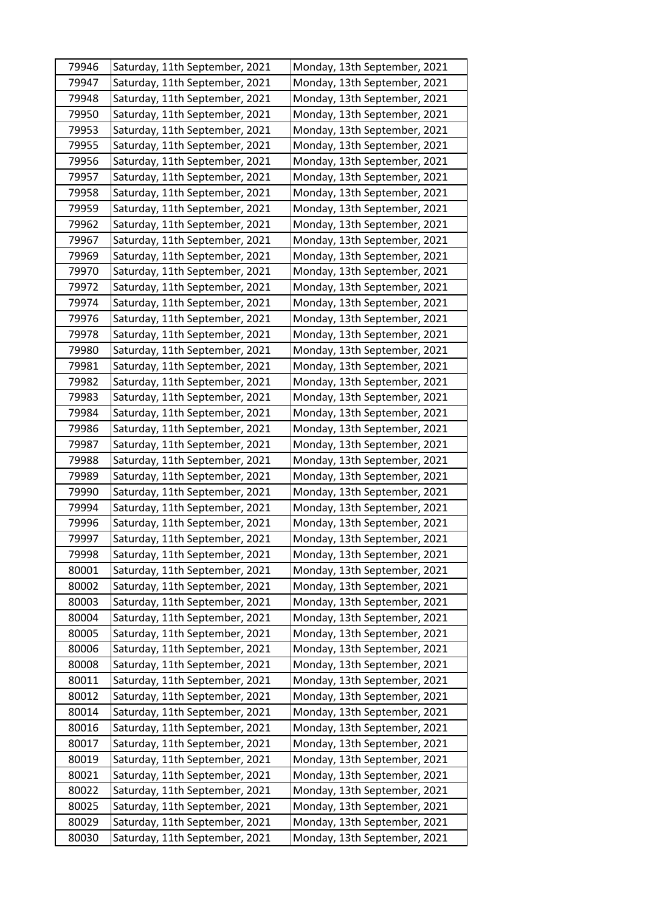| 79946 | Saturday, 11th September, 2021 | Monday, 13th September, 2021 |
|---|---|---|
| 79947 | Saturday, 11th September, 2021 | Monday, 13th September, 2021 |
| 79948 | Saturday, 11th September, 2021 | Monday, 13th September, 2021 |
| 79950 | Saturday, 11th September, 2021 | Monday, 13th September, 2021 |
| 79953 | Saturday, 11th September, 2021 | Monday, 13th September, 2021 |
| 79955 | Saturday, 11th September, 2021 | Monday, 13th September, 2021 |
| 79956 | Saturday, 11th September, 2021 | Monday, 13th September, 2021 |
| 79957 | Saturday, 11th September, 2021 | Monday, 13th September, 2021 |
| 79958 | Saturday, 11th September, 2021 | Monday, 13th September, 2021 |
| 79959 | Saturday, 11th September, 2021 | Monday, 13th September, 2021 |
| 79962 | Saturday, 11th September, 2021 | Monday, 13th September, 2021 |
| 79967 | Saturday, 11th September, 2021 | Monday, 13th September, 2021 |
| 79969 | Saturday, 11th September, 2021 | Monday, 13th September, 2021 |
| 79970 | Saturday, 11th September, 2021 | Monday, 13th September, 2021 |
| 79972 | Saturday, 11th September, 2021 | Monday, 13th September, 2021 |
| 79974 | Saturday, 11th September, 2021 | Monday, 13th September, 2021 |
| 79976 | Saturday, 11th September, 2021 | Monday, 13th September, 2021 |
| 79978 | Saturday, 11th September, 2021 | Monday, 13th September, 2021 |
| 79980 | Saturday, 11th September, 2021 | Monday, 13th September, 2021 |
| 79981 | Saturday, 11th September, 2021 | Monday, 13th September, 2021 |
| 79982 | Saturday, 11th September, 2021 | Monday, 13th September, 2021 |
| 79983 | Saturday, 11th September, 2021 | Monday, 13th September, 2021 |
| 79984 | Saturday, 11th September, 2021 | Monday, 13th September, 2021 |
| 79986 | Saturday, 11th September, 2021 | Monday, 13th September, 2021 |
| 79987 | Saturday, 11th September, 2021 | Monday, 13th September, 2021 |
| 79988 | Saturday, 11th September, 2021 | Monday, 13th September, 2021 |
| 79989 | Saturday, 11th September, 2021 | Monday, 13th September, 2021 |
| 79990 | Saturday, 11th September, 2021 | Monday, 13th September, 2021 |
| 79994 | Saturday, 11th September, 2021 | Monday, 13th September, 2021 |
| 79996 | Saturday, 11th September, 2021 | Monday, 13th September, 2021 |
| 79997 | Saturday, 11th September, 2021 | Monday, 13th September, 2021 |
| 79998 | Saturday, 11th September, 2021 | Monday, 13th September, 2021 |
| 80001 | Saturday, 11th September, 2021 | Monday, 13th September, 2021 |
| 80002 | Saturday, 11th September, 2021 | Monday, 13th September, 2021 |
| 80003 | Saturday, 11th September, 2021 | Monday, 13th September, 2021 |
| 80004 | Saturday, 11th September, 2021 | Monday, 13th September, 2021 |
| 80005 | Saturday, 11th September, 2021 | Monday, 13th September, 2021 |
| 80006 | Saturday, 11th September, 2021 | Monday, 13th September, 2021 |
| 80008 | Saturday, 11th September, 2021 | Monday, 13th September, 2021 |
| 80011 | Saturday, 11th September, 2021 | Monday, 13th September, 2021 |
| 80012 | Saturday, 11th September, 2021 | Monday, 13th September, 2021 |
| 80014 | Saturday, 11th September, 2021 | Monday, 13th September, 2021 |
| 80016 | Saturday, 11th September, 2021 | Monday, 13th September, 2021 |
| 80017 | Saturday, 11th September, 2021 | Monday, 13th September, 2021 |
| 80019 | Saturday, 11th September, 2021 | Monday, 13th September, 2021 |
| 80021 | Saturday, 11th September, 2021 | Monday, 13th September, 2021 |
| 80022 | Saturday, 11th September, 2021 | Monday, 13th September, 2021 |
| 80025 | Saturday, 11th September, 2021 | Monday, 13th September, 2021 |
| 80029 | Saturday, 11th September, 2021 | Monday, 13th September, 2021 |
| 80030 | Saturday, 11th September, 2021 | Monday, 13th September, 2021 |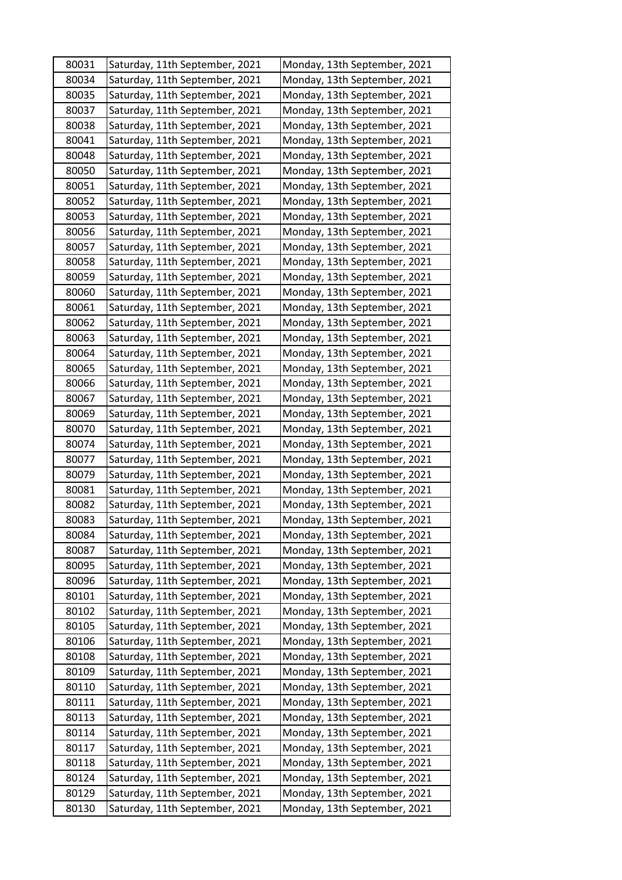| 80031 | Saturday, 11th September, 2021 | Monday, 13th September, 2021 |
|---|---|---|
| 80034 | Saturday, 11th September, 2021 | Monday, 13th September, 2021 |
| 80035 | Saturday, 11th September, 2021 | Monday, 13th September, 2021 |
| 80037 | Saturday, 11th September, 2021 | Monday, 13th September, 2021 |
| 80038 | Saturday, 11th September, 2021 | Monday, 13th September, 2021 |
| 80041 | Saturday, 11th September, 2021 | Monday, 13th September, 2021 |
| 80048 | Saturday, 11th September, 2021 | Monday, 13th September, 2021 |
| 80050 | Saturday, 11th September, 2021 | Monday, 13th September, 2021 |
| 80051 | Saturday, 11th September, 2021 | Monday, 13th September, 2021 |
| 80052 | Saturday, 11th September, 2021 | Monday, 13th September, 2021 |
| 80053 | Saturday, 11th September, 2021 | Monday, 13th September, 2021 |
| 80056 | Saturday, 11th September, 2021 | Monday, 13th September, 2021 |
| 80057 | Saturday, 11th September, 2021 | Monday, 13th September, 2021 |
| 80058 | Saturday, 11th September, 2021 | Monday, 13th September, 2021 |
| 80059 | Saturday, 11th September, 2021 | Monday, 13th September, 2021 |
| 80060 | Saturday, 11th September, 2021 | Monday, 13th September, 2021 |
| 80061 | Saturday, 11th September, 2021 | Monday, 13th September, 2021 |
| 80062 | Saturday, 11th September, 2021 | Monday, 13th September, 2021 |
| 80063 | Saturday, 11th September, 2021 | Monday, 13th September, 2021 |
| 80064 | Saturday, 11th September, 2021 | Monday, 13th September, 2021 |
| 80065 | Saturday, 11th September, 2021 | Monday, 13th September, 2021 |
| 80066 | Saturday, 11th September, 2021 | Monday, 13th September, 2021 |
| 80067 | Saturday, 11th September, 2021 | Monday, 13th September, 2021 |
| 80069 | Saturday, 11th September, 2021 | Monday, 13th September, 2021 |
| 80070 | Saturday, 11th September, 2021 | Monday, 13th September, 2021 |
| 80074 | Saturday, 11th September, 2021 | Monday, 13th September, 2021 |
| 80077 | Saturday, 11th September, 2021 | Monday, 13th September, 2021 |
| 80079 | Saturday, 11th September, 2021 | Monday, 13th September, 2021 |
| 80081 | Saturday, 11th September, 2021 | Monday, 13th September, 2021 |
| 80082 | Saturday, 11th September, 2021 | Monday, 13th September, 2021 |
| 80083 | Saturday, 11th September, 2021 | Monday, 13th September, 2021 |
| 80084 | Saturday, 11th September, 2021 | Monday, 13th September, 2021 |
| 80087 | Saturday, 11th September, 2021 | Monday, 13th September, 2021 |
| 80095 | Saturday, 11th September, 2021 | Monday, 13th September, 2021 |
| 80096 | Saturday, 11th September, 2021 | Monday, 13th September, 2021 |
| 80101 | Saturday, 11th September, 2021 | Monday, 13th September, 2021 |
| 80102 | Saturday, 11th September, 2021 | Monday, 13th September, 2021 |
| 80105 | Saturday, 11th September, 2021 | Monday, 13th September, 2021 |
| 80106 | Saturday, 11th September, 2021 | Monday, 13th September, 2021 |
| 80108 | Saturday, 11th September, 2021 | Monday, 13th September, 2021 |
| 80109 | Saturday, 11th September, 2021 | Monday, 13th September, 2021 |
| 80110 | Saturday, 11th September, 2021 | Monday, 13th September, 2021 |
| 80111 | Saturday, 11th September, 2021 | Monday, 13th September, 2021 |
| 80113 | Saturday, 11th September, 2021 | Monday, 13th September, 2021 |
| 80114 | Saturday, 11th September, 2021 | Monday, 13th September, 2021 |
| 80117 | Saturday, 11th September, 2021 | Monday, 13th September, 2021 |
| 80118 | Saturday, 11th September, 2021 | Monday, 13th September, 2021 |
| 80124 | Saturday, 11th September, 2021 | Monday, 13th September, 2021 |
| 80129 | Saturday, 11th September, 2021 | Monday, 13th September, 2021 |
| 80130 | Saturday, 11th September, 2021 | Monday, 13th September, 2021 |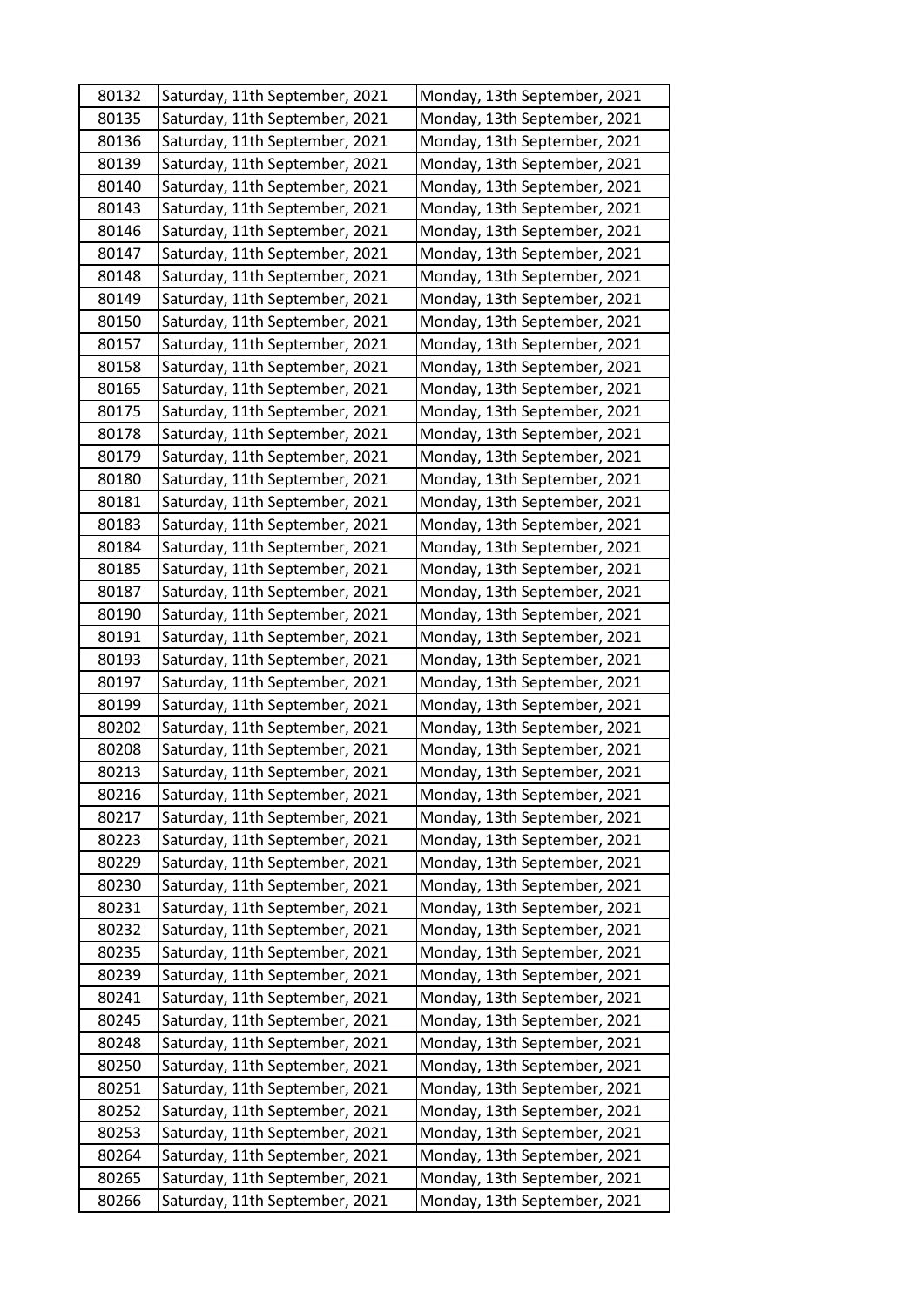| 80132 | Saturday, 11th September, 2021 | Monday, 13th September, 2021 |
|---|---|---|
| 80135 | Saturday, 11th September, 2021 | Monday, 13th September, 2021 |
| 80136 | Saturday, 11th September, 2021 | Monday, 13th September, 2021 |
| 80139 | Saturday, 11th September, 2021 | Monday, 13th September, 2021 |
| 80140 | Saturday, 11th September, 2021 | Monday, 13th September, 2021 |
| 80143 | Saturday, 11th September, 2021 | Monday, 13th September, 2021 |
| 80146 | Saturday, 11th September, 2021 | Monday, 13th September, 2021 |
| 80147 | Saturday, 11th September, 2021 | Monday, 13th September, 2021 |
| 80148 | Saturday, 11th September, 2021 | Monday, 13th September, 2021 |
| 80149 | Saturday, 11th September, 2021 | Monday, 13th September, 2021 |
| 80150 | Saturday, 11th September, 2021 | Monday, 13th September, 2021 |
| 80157 | Saturday, 11th September, 2021 | Monday, 13th September, 2021 |
| 80158 | Saturday, 11th September, 2021 | Monday, 13th September, 2021 |
| 80165 | Saturday, 11th September, 2021 | Monday, 13th September, 2021 |
| 80175 | Saturday, 11th September, 2021 | Monday, 13th September, 2021 |
| 80178 | Saturday, 11th September, 2021 | Monday, 13th September, 2021 |
| 80179 | Saturday, 11th September, 2021 | Monday, 13th September, 2021 |
| 80180 | Saturday, 11th September, 2021 | Monday, 13th September, 2021 |
| 80181 | Saturday, 11th September, 2021 | Monday, 13th September, 2021 |
| 80183 | Saturday, 11th September, 2021 | Monday, 13th September, 2021 |
| 80184 | Saturday, 11th September, 2021 | Monday, 13th September, 2021 |
| 80185 | Saturday, 11th September, 2021 | Monday, 13th September, 2021 |
| 80187 | Saturday, 11th September, 2021 | Monday, 13th September, 2021 |
| 80190 | Saturday, 11th September, 2021 | Monday, 13th September, 2021 |
| 80191 | Saturday, 11th September, 2021 | Monday, 13th September, 2021 |
| 80193 | Saturday, 11th September, 2021 | Monday, 13th September, 2021 |
| 80197 | Saturday, 11th September, 2021 | Monday, 13th September, 2021 |
| 80199 | Saturday, 11th September, 2021 | Monday, 13th September, 2021 |
| 80202 | Saturday, 11th September, 2021 | Monday, 13th September, 2021 |
| 80208 | Saturday, 11th September, 2021 | Monday, 13th September, 2021 |
| 80213 | Saturday, 11th September, 2021 | Monday, 13th September, 2021 |
| 80216 | Saturday, 11th September, 2021 | Monday, 13th September, 2021 |
| 80217 | Saturday, 11th September, 2021 | Monday, 13th September, 2021 |
| 80223 | Saturday, 11th September, 2021 | Monday, 13th September, 2021 |
| 80229 | Saturday, 11th September, 2021 | Monday, 13th September, 2021 |
| 80230 | Saturday, 11th September, 2021 | Monday, 13th September, 2021 |
| 80231 | Saturday, 11th September, 2021 | Monday, 13th September, 2021 |
| 80232 | Saturday, 11th September, 2021 | Monday, 13th September, 2021 |
| 80235 | Saturday, 11th September, 2021 | Monday, 13th September, 2021 |
| 80239 | Saturday, 11th September, 2021 | Monday, 13th September, 2021 |
| 80241 | Saturday, 11th September, 2021 | Monday, 13th September, 2021 |
| 80245 | Saturday, 11th September, 2021 | Monday, 13th September, 2021 |
| 80248 | Saturday, 11th September, 2021 | Monday, 13th September, 2021 |
| 80250 | Saturday, 11th September, 2021 | Monday, 13th September, 2021 |
| 80251 | Saturday, 11th September, 2021 | Monday, 13th September, 2021 |
| 80252 | Saturday, 11th September, 2021 | Monday, 13th September, 2021 |
| 80253 | Saturday, 11th September, 2021 | Monday, 13th September, 2021 |
| 80264 | Saturday, 11th September, 2021 | Monday, 13th September, 2021 |
| 80265 | Saturday, 11th September, 2021 | Monday, 13th September, 2021 |
| 80266 | Saturday, 11th September, 2021 | Monday, 13th September, 2021 |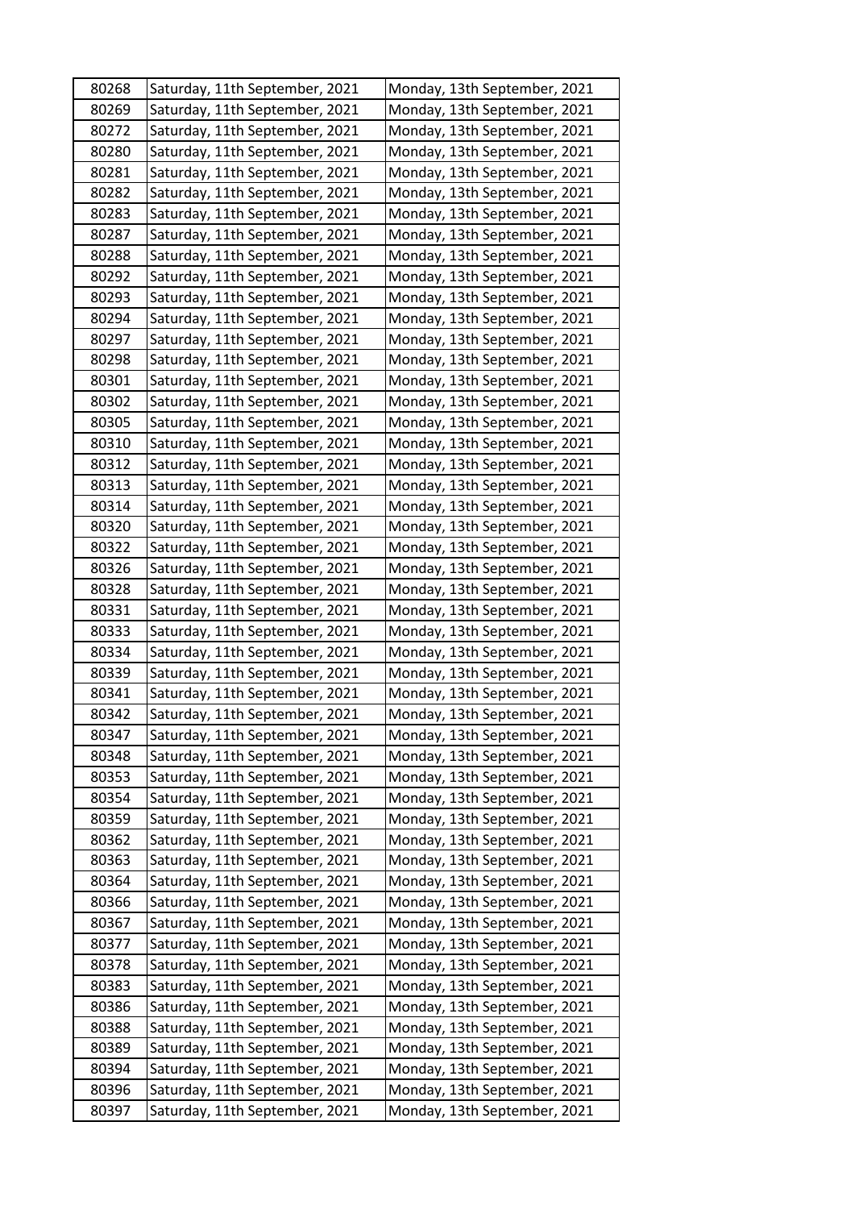| 80268 | Saturday, 11th September, 2021 | Monday, 13th September, 2021 |
|---|---|---|
| 80269 | Saturday, 11th September, 2021 | Monday, 13th September, 2021 |
| 80272 | Saturday, 11th September, 2021 | Monday, 13th September, 2021 |
| 80280 | Saturday, 11th September, 2021 | Monday, 13th September, 2021 |
| 80281 | Saturday, 11th September, 2021 | Monday, 13th September, 2021 |
| 80282 | Saturday, 11th September, 2021 | Monday, 13th September, 2021 |
| 80283 | Saturday, 11th September, 2021 | Monday, 13th September, 2021 |
| 80287 | Saturday, 11th September, 2021 | Monday, 13th September, 2021 |
| 80288 | Saturday, 11th September, 2021 | Monday, 13th September, 2021 |
| 80292 | Saturday, 11th September, 2021 | Monday, 13th September, 2021 |
| 80293 | Saturday, 11th September, 2021 | Monday, 13th September, 2021 |
| 80294 | Saturday, 11th September, 2021 | Monday, 13th September, 2021 |
| 80297 | Saturday, 11th September, 2021 | Monday, 13th September, 2021 |
| 80298 | Saturday, 11th September, 2021 | Monday, 13th September, 2021 |
| 80301 | Saturday, 11th September, 2021 | Monday, 13th September, 2021 |
| 80302 | Saturday, 11th September, 2021 | Monday, 13th September, 2021 |
| 80305 | Saturday, 11th September, 2021 | Monday, 13th September, 2021 |
| 80310 | Saturday, 11th September, 2021 | Monday, 13th September, 2021 |
| 80312 | Saturday, 11th September, 2021 | Monday, 13th September, 2021 |
| 80313 | Saturday, 11th September, 2021 | Monday, 13th September, 2021 |
| 80314 | Saturday, 11th September, 2021 | Monday, 13th September, 2021 |
| 80320 | Saturday, 11th September, 2021 | Monday, 13th September, 2021 |
| 80322 | Saturday, 11th September, 2021 | Monday, 13th September, 2021 |
| 80326 | Saturday, 11th September, 2021 | Monday, 13th September, 2021 |
| 80328 | Saturday, 11th September, 2021 | Monday, 13th September, 2021 |
| 80331 | Saturday, 11th September, 2021 | Monday, 13th September, 2021 |
| 80333 | Saturday, 11th September, 2021 | Monday, 13th September, 2021 |
| 80334 | Saturday, 11th September, 2021 | Monday, 13th September, 2021 |
| 80339 | Saturday, 11th September, 2021 | Monday, 13th September, 2021 |
| 80341 | Saturday, 11th September, 2021 | Monday, 13th September, 2021 |
| 80342 | Saturday, 11th September, 2021 | Monday, 13th September, 2021 |
| 80347 | Saturday, 11th September, 2021 | Monday, 13th September, 2021 |
| 80348 | Saturday, 11th September, 2021 | Monday, 13th September, 2021 |
| 80353 | Saturday, 11th September, 2021 | Monday, 13th September, 2021 |
| 80354 | Saturday, 11th September, 2021 | Monday, 13th September, 2021 |
| 80359 | Saturday, 11th September, 2021 | Monday, 13th September, 2021 |
| 80362 | Saturday, 11th September, 2021 | Monday, 13th September, 2021 |
| 80363 | Saturday, 11th September, 2021 | Monday, 13th September, 2021 |
| 80364 | Saturday, 11th September, 2021 | Monday, 13th September, 2021 |
| 80366 | Saturday, 11th September, 2021 | Monday, 13th September, 2021 |
| 80367 | Saturday, 11th September, 2021 | Monday, 13th September, 2021 |
| 80377 | Saturday, 11th September, 2021 | Monday, 13th September, 2021 |
| 80378 | Saturday, 11th September, 2021 | Monday, 13th September, 2021 |
| 80383 | Saturday, 11th September, 2021 | Monday, 13th September, 2021 |
| 80386 | Saturday, 11th September, 2021 | Monday, 13th September, 2021 |
| 80388 | Saturday, 11th September, 2021 | Monday, 13th September, 2021 |
| 80389 | Saturday, 11th September, 2021 | Monday, 13th September, 2021 |
| 80394 | Saturday, 11th September, 2021 | Monday, 13th September, 2021 |
| 80396 | Saturday, 11th September, 2021 | Monday, 13th September, 2021 |
| 80397 | Saturday, 11th September, 2021 | Monday, 13th September, 2021 |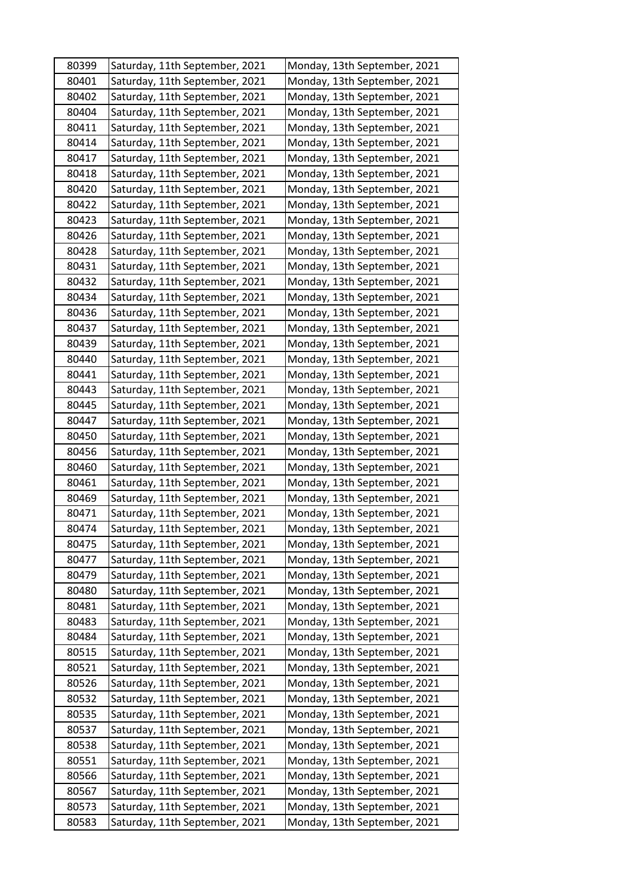| 80399 | Saturday, 11th September, 2021 | Monday, 13th September, 2021 |
|---|---|---|
| 80401 | Saturday, 11th September, 2021 | Monday, 13th September, 2021 |
| 80402 | Saturday, 11th September, 2021 | Monday, 13th September, 2021 |
| 80404 | Saturday, 11th September, 2021 | Monday, 13th September, 2021 |
| 80411 | Saturday, 11th September, 2021 | Monday, 13th September, 2021 |
| 80414 | Saturday, 11th September, 2021 | Monday, 13th September, 2021 |
| 80417 | Saturday, 11th September, 2021 | Monday, 13th September, 2021 |
| 80418 | Saturday, 11th September, 2021 | Monday, 13th September, 2021 |
| 80420 | Saturday, 11th September, 2021 | Monday, 13th September, 2021 |
| 80422 | Saturday, 11th September, 2021 | Monday, 13th September, 2021 |
| 80423 | Saturday, 11th September, 2021 | Monday, 13th September, 2021 |
| 80426 | Saturday, 11th September, 2021 | Monday, 13th September, 2021 |
| 80428 | Saturday, 11th September, 2021 | Monday, 13th September, 2021 |
| 80431 | Saturday, 11th September, 2021 | Monday, 13th September, 2021 |
| 80432 | Saturday, 11th September, 2021 | Monday, 13th September, 2021 |
| 80434 | Saturday, 11th September, 2021 | Monday, 13th September, 2021 |
| 80436 | Saturday, 11th September, 2021 | Monday, 13th September, 2021 |
| 80437 | Saturday, 11th September, 2021 | Monday, 13th September, 2021 |
| 80439 | Saturday, 11th September, 2021 | Monday, 13th September, 2021 |
| 80440 | Saturday, 11th September, 2021 | Monday, 13th September, 2021 |
| 80441 | Saturday, 11th September, 2021 | Monday, 13th September, 2021 |
| 80443 | Saturday, 11th September, 2021 | Monday, 13th September, 2021 |
| 80445 | Saturday, 11th September, 2021 | Monday, 13th September, 2021 |
| 80447 | Saturday, 11th September, 2021 | Monday, 13th September, 2021 |
| 80450 | Saturday, 11th September, 2021 | Monday, 13th September, 2021 |
| 80456 | Saturday, 11th September, 2021 | Monday, 13th September, 2021 |
| 80460 | Saturday, 11th September, 2021 | Monday, 13th September, 2021 |
| 80461 | Saturday, 11th September, 2021 | Monday, 13th September, 2021 |
| 80469 | Saturday, 11th September, 2021 | Monday, 13th September, 2021 |
| 80471 | Saturday, 11th September, 2021 | Monday, 13th September, 2021 |
| 80474 | Saturday, 11th September, 2021 | Monday, 13th September, 2021 |
| 80475 | Saturday, 11th September, 2021 | Monday, 13th September, 2021 |
| 80477 | Saturday, 11th September, 2021 | Monday, 13th September, 2021 |
| 80479 | Saturday, 11th September, 2021 | Monday, 13th September, 2021 |
| 80480 | Saturday, 11th September, 2021 | Monday, 13th September, 2021 |
| 80481 | Saturday, 11th September, 2021 | Monday, 13th September, 2021 |
| 80483 | Saturday, 11th September, 2021 | Monday, 13th September, 2021 |
| 80484 | Saturday, 11th September, 2021 | Monday, 13th September, 2021 |
| 80515 | Saturday, 11th September, 2021 | Monday, 13th September, 2021 |
| 80521 | Saturday, 11th September, 2021 | Monday, 13th September, 2021 |
| 80526 | Saturday, 11th September, 2021 | Monday, 13th September, 2021 |
| 80532 | Saturday, 11th September, 2021 | Monday, 13th September, 2021 |
| 80535 | Saturday, 11th September, 2021 | Monday, 13th September, 2021 |
| 80537 | Saturday, 11th September, 2021 | Monday, 13th September, 2021 |
| 80538 | Saturday, 11th September, 2021 | Monday, 13th September, 2021 |
| 80551 | Saturday, 11th September, 2021 | Monday, 13th September, 2021 |
| 80566 | Saturday, 11th September, 2021 | Monday, 13th September, 2021 |
| 80567 | Saturday, 11th September, 2021 | Monday, 13th September, 2021 |
| 80573 | Saturday, 11th September, 2021 | Monday, 13th September, 2021 |
| 80583 | Saturday, 11th September, 2021 | Monday, 13th September, 2021 |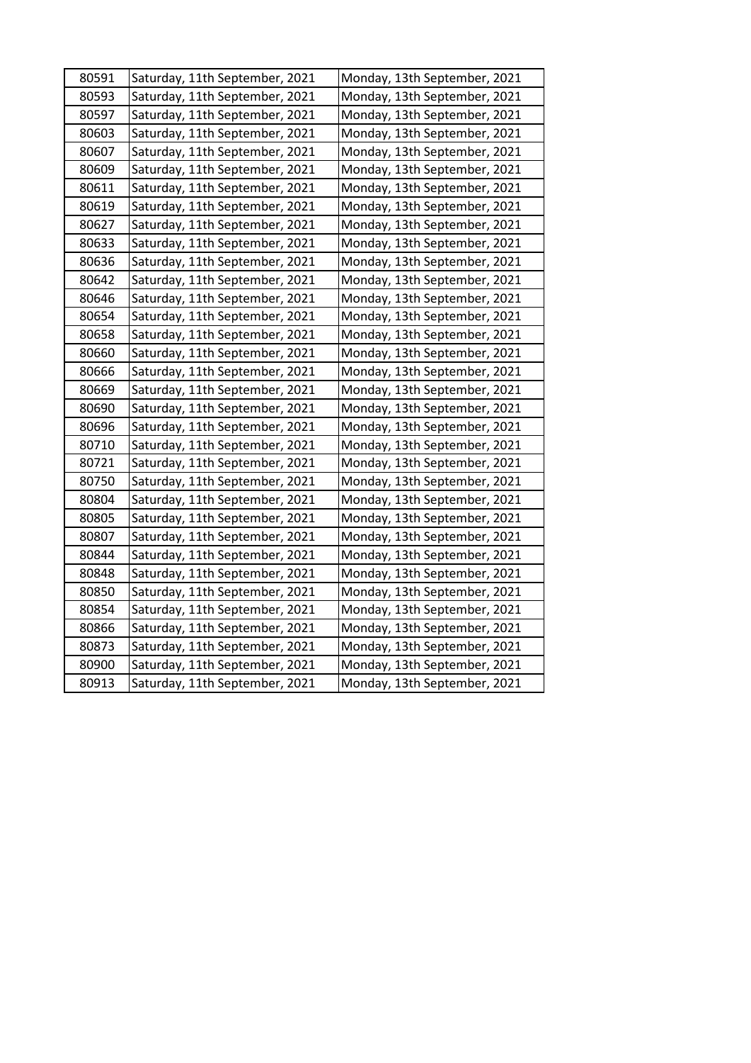| | | |
|---|---|---|
| 80591 | Saturday, 11th September, 2021 | Monday, 13th September, 2021 |
| 80593 | Saturday, 11th September, 2021 | Monday, 13th September, 2021 |
| 80597 | Saturday, 11th September, 2021 | Monday, 13th September, 2021 |
| 80603 | Saturday, 11th September, 2021 | Monday, 13th September, 2021 |
| 80607 | Saturday, 11th September, 2021 | Monday, 13th September, 2021 |
| 80609 | Saturday, 11th September, 2021 | Monday, 13th September, 2021 |
| 80611 | Saturday, 11th September, 2021 | Monday, 13th September, 2021 |
| 80619 | Saturday, 11th September, 2021 | Monday, 13th September, 2021 |
| 80627 | Saturday, 11th September, 2021 | Monday, 13th September, 2021 |
| 80633 | Saturday, 11th September, 2021 | Monday, 13th September, 2021 |
| 80636 | Saturday, 11th September, 2021 | Monday, 13th September, 2021 |
| 80642 | Saturday, 11th September, 2021 | Monday, 13th September, 2021 |
| 80646 | Saturday, 11th September, 2021 | Monday, 13th September, 2021 |
| 80654 | Saturday, 11th September, 2021 | Monday, 13th September, 2021 |
| 80658 | Saturday, 11th September, 2021 | Monday, 13th September, 2021 |
| 80660 | Saturday, 11th September, 2021 | Monday, 13th September, 2021 |
| 80666 | Saturday, 11th September, 2021 | Monday, 13th September, 2021 |
| 80669 | Saturday, 11th September, 2021 | Monday, 13th September, 2021 |
| 80690 | Saturday, 11th September, 2021 | Monday, 13th September, 2021 |
| 80696 | Saturday, 11th September, 2021 | Monday, 13th September, 2021 |
| 80710 | Saturday, 11th September, 2021 | Monday, 13th September, 2021 |
| 80721 | Saturday, 11th September, 2021 | Monday, 13th September, 2021 |
| 80750 | Saturday, 11th September, 2021 | Monday, 13th September, 2021 |
| 80804 | Saturday, 11th September, 2021 | Monday, 13th September, 2021 |
| 80805 | Saturday, 11th September, 2021 | Monday, 13th September, 2021 |
| 80807 | Saturday, 11th September, 2021 | Monday, 13th September, 2021 |
| 80844 | Saturday, 11th September, 2021 | Monday, 13th September, 2021 |
| 80848 | Saturday, 11th September, 2021 | Monday, 13th September, 2021 |
| 80850 | Saturday, 11th September, 2021 | Monday, 13th September, 2021 |
| 80854 | Saturday, 11th September, 2021 | Monday, 13th September, 2021 |
| 80866 | Saturday, 11th September, 2021 | Monday, 13th September, 2021 |
| 80873 | Saturday, 11th September, 2021 | Monday, 13th September, 2021 |
| 80900 | Saturday, 11th September, 2021 | Monday, 13th September, 2021 |
| 80913 | Saturday, 11th September, 2021 | Monday, 13th September, 2021 |